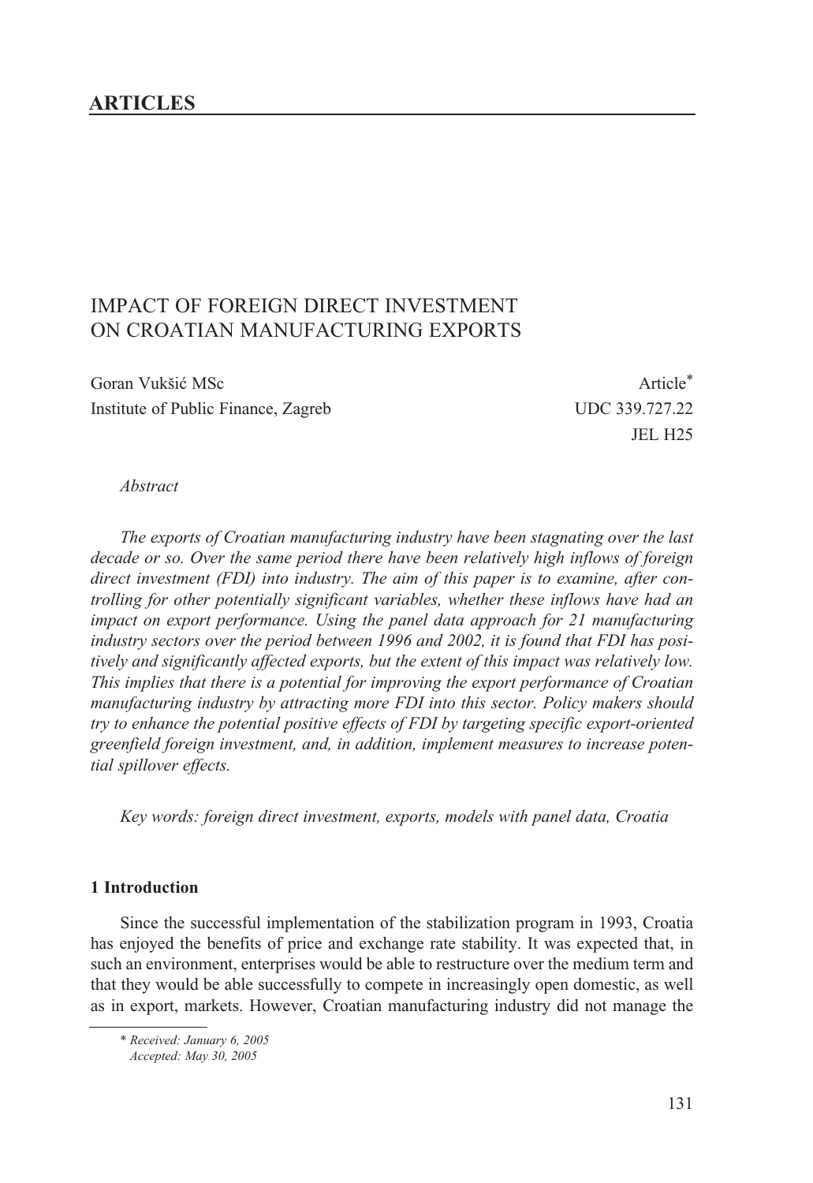## ARTICLES

# IMPACT OF FOREIGN DIRECT INVESTMENT ON CROATIAN MANUFACTURING EXPORTS

Goran Vukšić MSc
Institute of Public Finance, Zagreb

Article*
UDC 339.727.22
JEL H25

*Abstract*

*The exports of Croatian manufacturing industry have been stagnating over the last decade or so. Over the same period there have been relatively high inflows of foreign direct investment (FDI) into industry. The aim of this paper is to examine, after controlling for other potentially significant variables, whether these inflows have had an impact on export performance. Using the panel data approach for 21 manufacturing industry sectors over the period between 1996 and 2002, it is found that FDI has positively and significantly affected exports, but the extent of this impact was relatively low. This implies that there is a potential for improving the export performance of Croatian manufacturing industry by attracting more FDI into this sector. Policy makers should try to enhance the potential positive effects of FDI by targeting specific export-oriented greenfield foreign investment, and, in addition, implement measures to increase potential spillover effects.*

*Key words: foreign direct investment, exports, models with panel data, Croatia*

### 1 Introduction

Since the successful implementation of the stabilization program in 1993, Croatia has enjoyed the benefits of price and exchange rate stability. It was expected that, in such an environment, enterprises would be able to restructure over the medium term and that they would be able successfully to compete in increasingly open domestic, as well as in export, markets. However, Croatian manufacturing industry did not manage the

\* *Received: January 6, 2005*
*Accepted: May 30, 2005*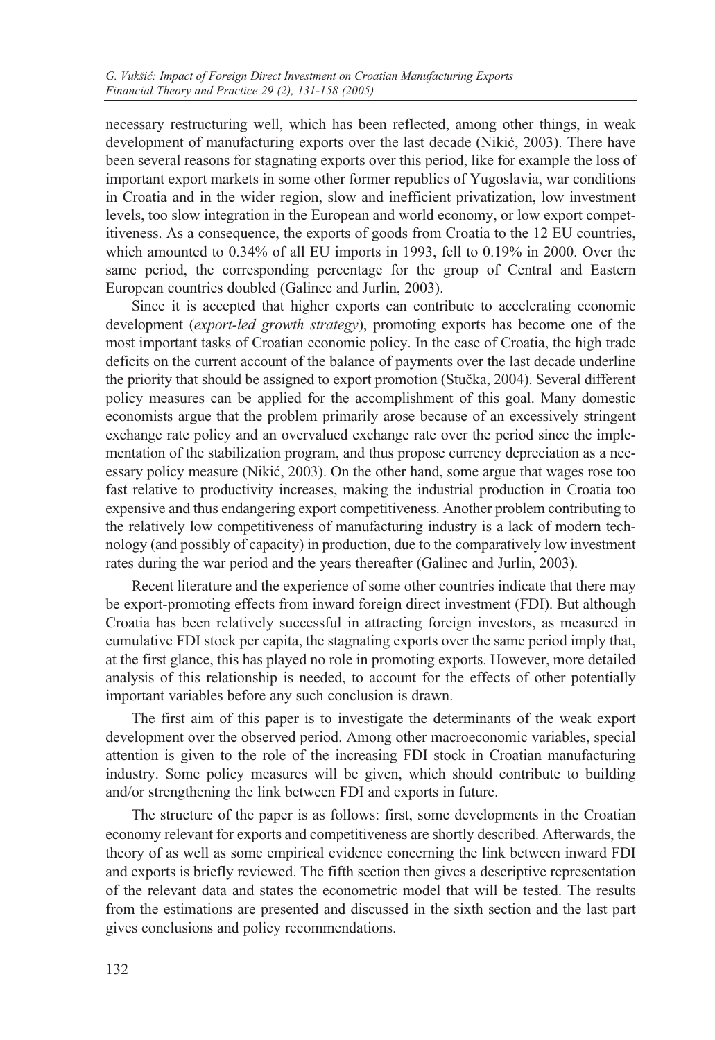necessary restructuring well, which has been reflected, among other things, in weak development of manufacturing exports over the last decade (Nikić, 2003). There have been several reasons for stagnating exports over this period, like for example the loss of important export markets in some other former republics of Yugoslavia, war conditions in Croatia and in the wider region, slow and inefficient privatization, low investment levels, too slow integration in the European and world economy, or low export competitiveness. As a consequence, the exports of goods from Croatia to the 12 EU countries, which amounted to 0.34% of all EU imports in 1993, fell to 0.19% in 2000. Over the same period, the corresponding percentage for the group of Central and Eastern European countries doubled (Galinec and Jurlin, 2003).

Since it is accepted that higher exports can contribute to accelerating economic development (*export-led growth strategy*), promoting exports has become one of the most important tasks of Croatian economic policy. In the case of Croatia, the high trade deficits on the current account of the balance of payments over the last decade underline the priority that should be assigned to export promotion (Stučka, 2004). Several different policy measures can be applied for the accomplishment of this goal. Many domestic economists argue that the problem primarily arose because of an excessively stringent exchange rate policy and an overvalued exchange rate over the period since the implementation of the stabilization program, and thus propose currency depreciation as a necessary policy measure (Nikić, 2003). On the other hand, some argue that wages rose too fast relative to productivity increases, making the industrial production in Croatia too expensive and thus endangering export competitiveness. Another problem contributing to the relatively low competitiveness of manufacturing industry is a lack of modern technology (and possibly of capacity) in production, due to the comparatively low investment rates during the war period and the years thereafter (Galinec and Jurlin, 2003).

Recent literature and the experience of some other countries indicate that there may be export-promoting effects from inward foreign direct investment (FDI). But although Croatia has been relatively successful in attracting foreign investors, as measured in cumulative FDI stock per capita, the stagnating exports over the same period imply that, at the first glance, this has played no role in promoting exports. However, more detailed analysis of this relationship is needed, to account for the effects of other potentially important variables before any such conclusion is drawn.

The first aim of this paper is to investigate the determinants of the weak export development over the observed period. Among other macroeconomic variables, special attention is given to the role of the increasing FDI stock in Croatian manufacturing industry. Some policy measures will be given, which should contribute to building and/or strengthening the link between FDI and exports in future.

The structure of the paper is as follows: first, some developments in the Croatian economy relevant for exports and competitiveness are shortly described. Afterwards, the theory of as well as some empirical evidence concerning the link between inward FDI and exports is briefly reviewed. The fifth section then gives a descriptive representation of the relevant data and states the econometric model that will be tested. The results from the estimations are presented and discussed in the sixth section and the last part gives conclusions and policy recommendations.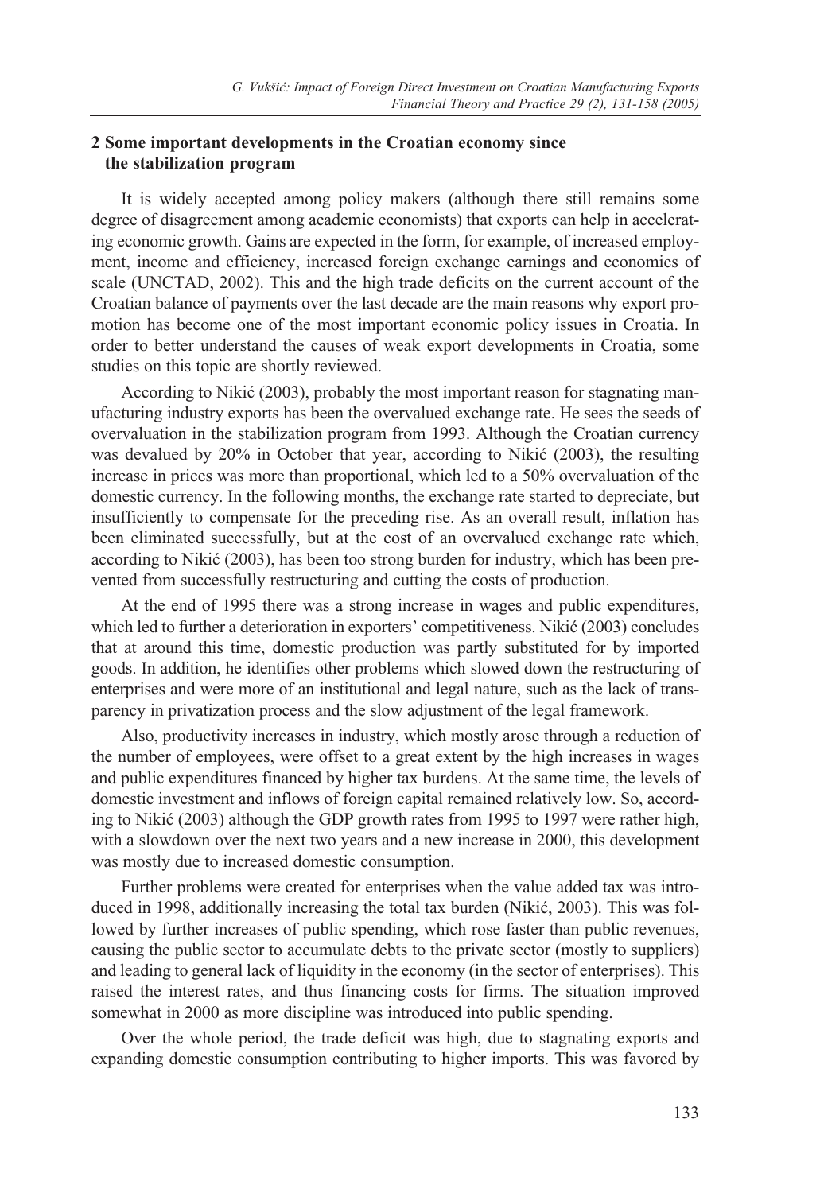## 2 Some important developments in the Croatian economy since the stabilization program

It is widely accepted among policy makers (although there still remains some degree of disagreement among academic economists) that exports can help in accelerating economic growth. Gains are expected in the form, for example, of increased employment, income and efficiency, increased foreign exchange earnings and economies of scale (UNCTAD, 2002). This and the high trade deficits on the current account of the Croatian balance of payments over the last decade are the main reasons why export promotion has become one of the most important economic policy issues in Croatia. In order to better understand the causes of weak export developments in Croatia, some studies on this topic are shortly reviewed.

According to Nikić (2003), probably the most important reason for stagnating manufacturing industry exports has been the overvalued exchange rate. He sees the seeds of overvaluation in the stabilization program from 1993. Although the Croatian currency was devalued by 20% in October that year, according to Nikić (2003), the resulting increase in prices was more than proportional, which led to a 50% overvaluation of the domestic currency. In the following months, the exchange rate started to depreciate, but insufficiently to compensate for the preceding rise. As an overall result, inflation has been eliminated successfully, but at the cost of an overvalued exchange rate which, according to Nikić (2003), has been too strong burden for industry, which has been prevented from successfully restructuring and cutting the costs of production.

At the end of 1995 there was a strong increase in wages and public expenditures, which led to further a deterioration in exporters' competitiveness. Nikić (2003) concludes that at around this time, domestic production was partly substituted for by imported goods. In addition, he identifies other problems which slowed down the restructuring of enterprises and were more of an institutional and legal nature, such as the lack of transparency in privatization process and the slow adjustment of the legal framework.

Also, productivity increases in industry, which mostly arose through a reduction of the number of employees, were offset to a great extent by the high increases in wages and public expenditures financed by higher tax burdens. At the same time, the levels of domestic investment and inflows of foreign capital remained relatively low. So, according to Nikić (2003) although the GDP growth rates from 1995 to 1997 were rather high, with a slowdown over the next two years and a new increase in 2000, this development was mostly due to increased domestic consumption.

Further problems were created for enterprises when the value added tax was introduced in 1998, additionally increasing the total tax burden (Nikić, 2003). This was followed by further increases of public spending, which rose faster than public revenues, causing the public sector to accumulate debts to the private sector (mostly to suppliers) and leading to general lack of liquidity in the economy (in the sector of enterprises). This raised the interest rates, and thus financing costs for firms. The situation improved somewhat in 2000 as more discipline was introduced into public spending.

Over the whole period, the trade deficit was high, due to stagnating exports and expanding domestic consumption contributing to higher imports. This was favored by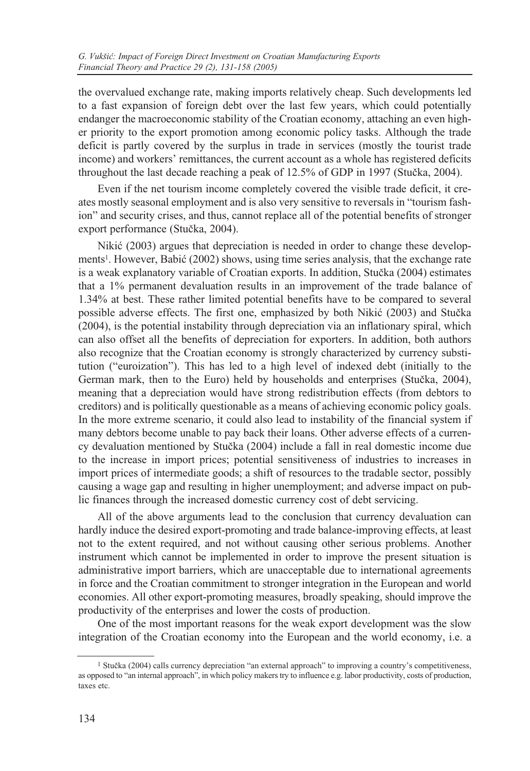the overvalued exchange rate, making imports relatively cheap. Such developments led to a fast expansion of foreign debt over the last few years, which could potentially endanger the macroeconomic stability of the Croatian economy, attaching an even higher priority to the export promotion among economic policy tasks. Although the trade deficit is partly covered by the surplus in trade in services (mostly the tourist trade income) and workers' remittances, the current account as a whole has registered deficits throughout the last decade reaching a peak of 12.5% of GDP in 1997 (Stučka, 2004).

Even if the net tourism income completely covered the visible trade deficit, it creates mostly seasonal employment and is also very sensitive to reversals in "tourism fashion" and security crises, and thus, cannot replace all of the potential benefits of stronger export performance (Stučka, 2004).

Nikić (2003) argues that depreciation is needed in order to change these developments[1]. However, Babić (2002) shows, using time series analysis, that the exchange rate is a weak explanatory variable of Croatian exports. In addition, Stučka (2004) estimates that a 1% permanent devaluation results in an improvement of the trade balance of 1.34% at best. These rather limited potential benefits have to be compared to several possible adverse effects. The first one, emphasized by both Nikić (2003) and Stučka (2004), is the potential instability through depreciation via an inflationary spiral, which can also offset all the benefits of depreciation for exporters. In addition, both authors also recognize that the Croatian economy is strongly characterized by currency substitution ("euroization"). This has led to a high level of indexed debt (initially to the German mark, then to the Euro) held by households and enterprises (Stučka, 2004), meaning that a depreciation would have strong redistribution effects (from debtors to creditors) and is politically questionable as a means of achieving economic policy goals. In the more extreme scenario, it could also lead to instability of the financial system if many debtors become unable to pay back their loans. Other adverse effects of a currency devaluation mentioned by Stučka (2004) include a fall in real domestic income due to the increase in import prices; potential sensitiveness of industries to increases in import prices of intermediate goods; a shift of resources to the tradable sector, possibly causing a wage gap and resulting in higher unemployment; and adverse impact on public finances through the increased domestic currency cost of debt servicing.

All of the above arguments lead to the conclusion that currency devaluation can hardly induce the desired export-promoting and trade balance-improving effects, at least not to the extent required, and not without causing other serious problems. Another instrument which cannot be implemented in order to improve the present situation is administrative import barriers, which are unacceptable due to international agreements in force and the Croatian commitment to stronger integration in the European and world economies. All other export-promoting measures, broadly speaking, should improve the productivity of the enterprises and lower the costs of production.

One of the most important reasons for the weak export development was the slow integration of the Croatian economy into the European and the world economy, i.e. a

[1] Stučka (2004) calls currency depreciation "an external approach" to improving a country's competitiveness, as opposed to "an internal approach", in which policy makers try to influence e.g. labor productivity, costs of production, taxes etc.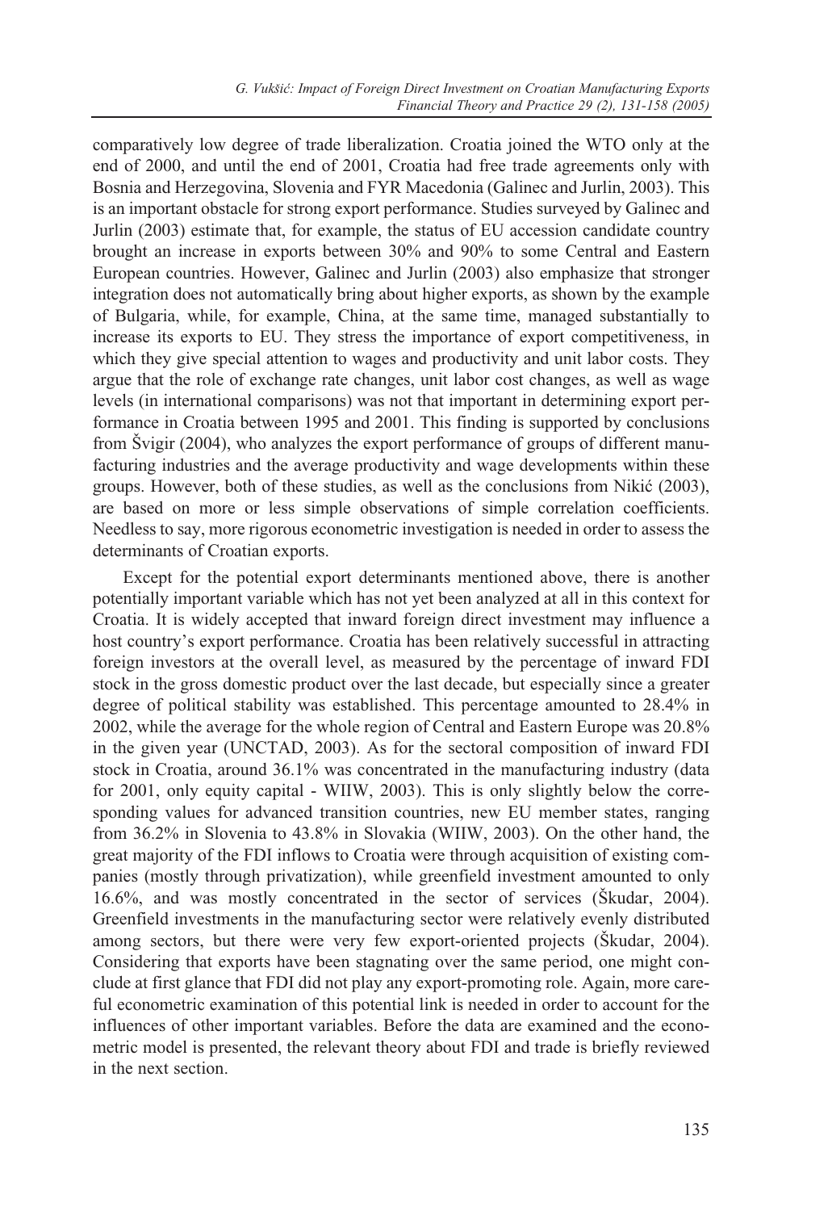comparatively low degree of trade liberalization. Croatia joined the WTO only at the end of 2000, and until the end of 2001, Croatia had free trade agreements only with Bosnia and Herzegovina, Slovenia and FYR Macedonia (Galinec and Jurlin, 2003). This is an important obstacle for strong export performance. Studies surveyed by Galinec and Jurlin (2003) estimate that, for example, the status of EU accession candidate country brought an increase in exports between 30% and 90% to some Central and Eastern European countries. However, Galinec and Jurlin (2003) also emphasize that stronger integration does not automatically bring about higher exports, as shown by the example of Bulgaria, while, for example, China, at the same time, managed substantially to increase its exports to EU. They stress the importance of export competitiveness, in which they give special attention to wages and productivity and unit labor costs. They argue that the role of exchange rate changes, unit labor cost changes, as well as wage levels (in international comparisons) was not that important in determining export performance in Croatia between 1995 and 2001. This finding is supported by conclusions from Švigir (2004), who analyzes the export performance of groups of different manufacturing industries and the average productivity and wage developments within these groups. However, both of these studies, as well as the conclusions from Nikić (2003), are based on more or less simple observations of simple correlation coefficients. Needless to say, more rigorous econometric investigation is needed in order to assess the determinants of Croatian exports.

Except for the potential export determinants mentioned above, there is another potentially important variable which has not yet been analyzed at all in this context for Croatia. It is widely accepted that inward foreign direct investment may influence a host country's export performance. Croatia has been relatively successful in attracting foreign investors at the overall level, as measured by the percentage of inward FDI stock in the gross domestic product over the last decade, but especially since a greater degree of political stability was established. This percentage amounted to 28.4% in 2002, while the average for the whole region of Central and Eastern Europe was 20.8% in the given year (UNCTAD, 2003). As for the sectoral composition of inward FDI stock in Croatia, around 36.1% was concentrated in the manufacturing industry (data for 2001, only equity capital - WIIW, 2003). This is only slightly below the corresponding values for advanced transition countries, new EU member states, ranging from 36.2% in Slovenia to 43.8% in Slovakia (WIIW, 2003). On the other hand, the great majority of the FDI inflows to Croatia were through acquisition of existing companies (mostly through privatization), while greenfield investment amounted to only 16.6%, and was mostly concentrated in the sector of services (Škudar, 2004). Greenfield investments in the manufacturing sector were relatively evenly distributed among sectors, but there were very few export-oriented projects (Škudar, 2004). Considering that exports have been stagnating over the same period, one might conclude at first glance that FDI did not play any export-promoting role. Again, more careful econometric examination of this potential link is needed in order to account for the influences of other important variables. Before the data are examined and the econometric model is presented, the relevant theory about FDI and trade is briefly reviewed in the next section.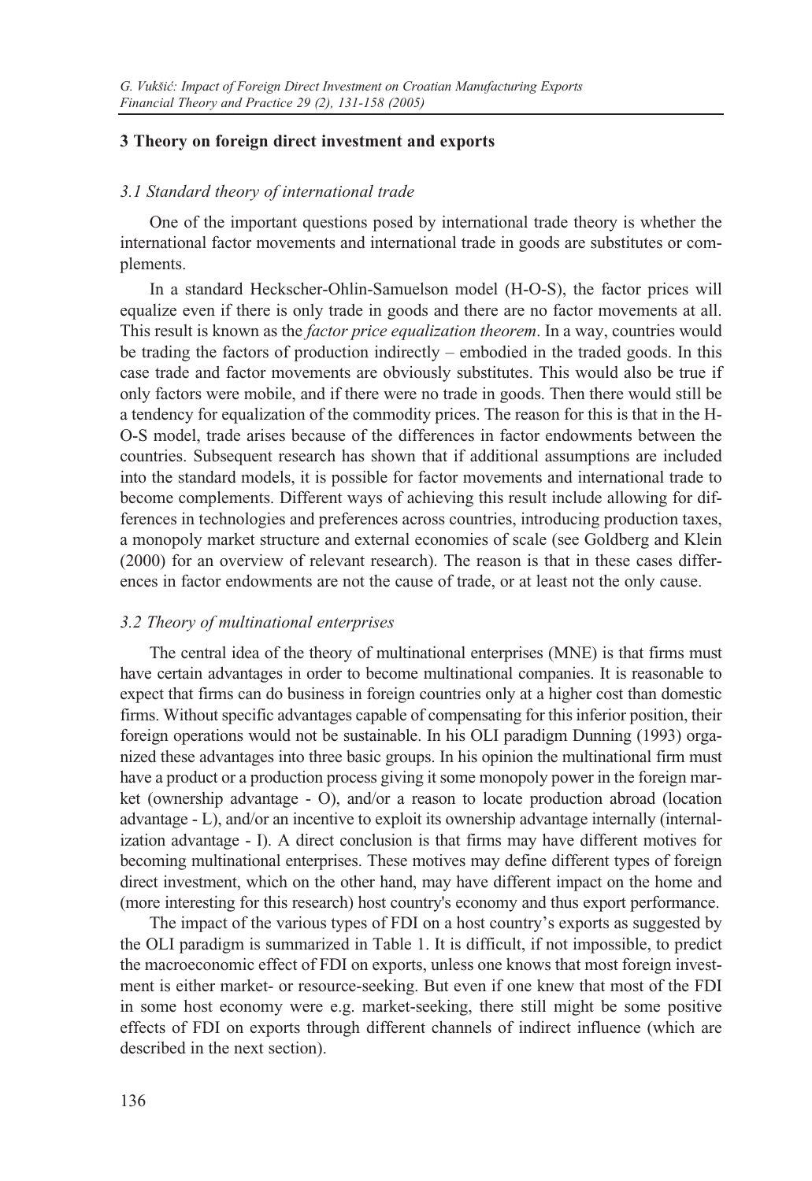## 3 Theory on foreign direct investment and exports

### 3.1 Standard theory of international trade

One of the important questions posed by international trade theory is whether the international factor movements and international trade in goods are substitutes or complements.

In a standard Heckscher-Ohlin-Samuelson model (H-O-S), the factor prices will equalize even if there is only trade in goods and there are no factor movements at all. This result is known as the *factor price equalization theorem*. In a way, countries would be trading the factors of production indirectly – embodied in the traded goods. In this case trade and factor movements are obviously substitutes. This would also be true if only factors were mobile, and if there were no trade in goods. Then there would still be a tendency for equalization of the commodity prices. The reason for this is that in the H-O-S model, trade arises because of the differences in factor endowments between the countries. Subsequent research has shown that if additional assumptions are included into the standard models, it is possible for factor movements and international trade to become complements. Different ways of achieving this result include allowing for differences in technologies and preferences across countries, introducing production taxes, a monopoly market structure and external economies of scale (see Goldberg and Klein (2000) for an overview of relevant research). The reason is that in these cases differences in factor endowments are not the cause of trade, or at least not the only cause.

### 3.2 Theory of multinational enterprises

The central idea of the theory of multinational enterprises (MNE) is that firms must have certain advantages in order to become multinational companies. It is reasonable to expect that firms can do business in foreign countries only at a higher cost than domestic firms. Without specific advantages capable of compensating for this inferior position, their foreign operations would not be sustainable. In his OLI paradigm Dunning (1993) organized these advantages into three basic groups. In his opinion the multinational firm must have a product or a production process giving it some monopoly power in the foreign market (ownership advantage - O), and/or a reason to locate production abroad (location advantage - L), and/or an incentive to exploit its ownership advantage internally (internalization advantage - I). A direct conclusion is that firms may have different motives for becoming multinational enterprises. These motives may define different types of foreign direct investment, which on the other hand, may have different impact on the home and (more interesting for this research) host country's economy and thus export performance.

The impact of the various types of FDI on a host country's exports as suggested by the OLI paradigm is summarized in Table 1. It is difficult, if not impossible, to predict the macroeconomic effect of FDI on exports, unless one knows that most foreign investment is either market- or resource-seeking. But even if one knew that most of the FDI in some host economy were e.g. market-seeking, there still might be some positive effects of FDI on exports through different channels of indirect influence (which are described in the next section).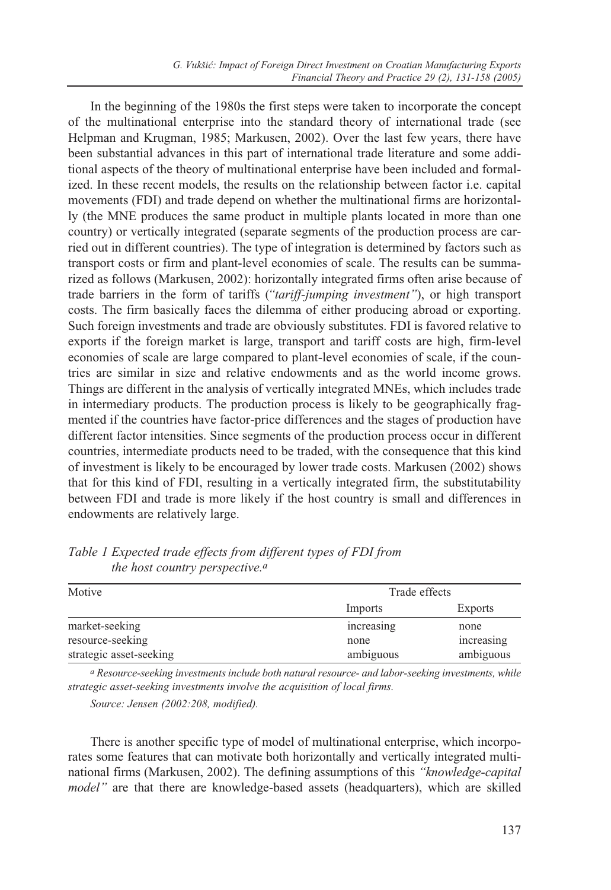In the beginning of the 1980s the first steps were taken to incorporate the concept of the multinational enterprise into the standard theory of international trade (see Helpman and Krugman, 1985; Markusen, 2002). Over the last few years, there have been substantial advances in this part of international trade literature and some additional aspects of the theory of multinational enterprise have been included and formalized. In these recent models, the results on the relationship between factor i.e. capital movements (FDI) and trade depend on whether the multinational firms are horizontally (the MNE produces the same product in multiple plants located in more than one country) or vertically integrated (separate segments of the production process are carried out in different countries). The type of integration is determined by factors such as transport costs or firm and plant-level economies of scale. The results can be summarized as follows (Markusen, 2002): horizontally integrated firms often arise because of trade barriers in the form of tariffs (*"tariff-jumping investment"*), or high transport costs. The firm basically faces the dilemma of either producing abroad or exporting. Such foreign investments and trade are obviously substitutes. FDI is favored relative to exports if the foreign market is large, transport and tariff costs are high, firm-level economies of scale are large compared to plant-level economies of scale, if the countries are similar in size and relative endowments and as the world income grows. Things are different in the analysis of vertically integrated MNEs, which includes trade in intermediary products. The production process is likely to be geographically fragmented if the countries have factor-price differences and the stages of production have different factor intensities. Since segments of the production process occur in different countries, intermediate products need to be traded, with the consequence that this kind of investment is likely to be encouraged by lower trade costs. Markusen (2002) shows that for this kind of FDI, resulting in a vertically integrated firm, the substitutability between FDI and trade is more likely if the host country is small and differences in endowments are relatively large.

*Table 1 Expected trade effects from different types of FDI from the host country perspective.*[a]

| Motive | Trade effects | |
|---|---|---|
| | Imports | Exports |
| market-seeking | increasing | none |
| resource-seeking | none | increasing |
| strategic asset-seeking | ambiguous | ambiguous |

[a] *Resource-seeking investments include both natural resource- and labor-seeking investments, while strategic asset-seeking investments involve the acquisition of local firms.*

*Source: Jensen (2002:208, modified).*

There is another specific type of model of multinational enterprise, which incorporates some features that can motivate both horizontally and vertically integrated multinational firms (Markusen, 2002). The defining assumptions of this *"knowledge-capital model"* are that there are knowledge-based assets (headquarters), which are skilled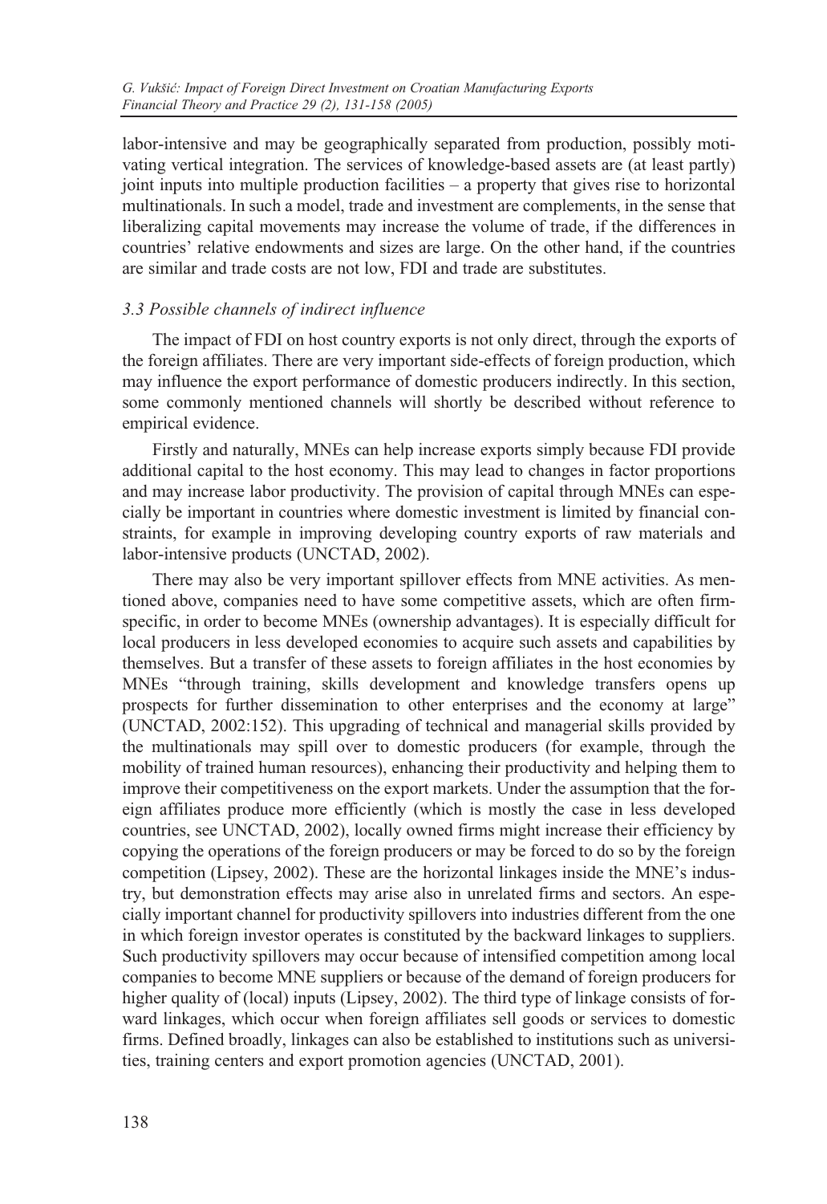labor-intensive and may be geographically separated from production, possibly motivating vertical integration. The services of knowledge-based assets are (at least partly) joint inputs into multiple production facilities – a property that gives rise to horizontal multinationals. In such a model, trade and investment are complements, in the sense that liberalizing capital movements may increase the volume of trade, if the differences in countries' relative endowments and sizes are large. On the other hand, if the countries are similar and trade costs are not low, FDI and trade are substitutes.

### *3.3 Possible channels of indirect influence*

The impact of FDI on host country exports is not only direct, through the exports of the foreign affiliates. There are very important side-effects of foreign production, which may influence the export performance of domestic producers indirectly. In this section, some commonly mentioned channels will shortly be described without reference to empirical evidence.

Firstly and naturally, MNEs can help increase exports simply because FDI provide additional capital to the host economy. This may lead to changes in factor proportions and may increase labor productivity. The provision of capital through MNEs can especially be important in countries where domestic investment is limited by financial constraints, for example in improving developing country exports of raw materials and labor-intensive products (UNCTAD, 2002).

There may also be very important spillover effects from MNE activities. As mentioned above, companies need to have some competitive assets, which are often firm-specific, in order to become MNEs (ownership advantages). It is especially difficult for local producers in less developed economies to acquire such assets and capabilities by themselves. But a transfer of these assets to foreign affiliates in the host economies by MNEs "through training, skills development and knowledge transfers opens up prospects for further dissemination to other enterprises and the economy at large" (UNCTAD, 2002:152). This upgrading of technical and managerial skills provided by the multinationals may spill over to domestic producers (for example, through the mobility of trained human resources), enhancing their productivity and helping them to improve their competitiveness on the export markets. Under the assumption that the foreign affiliates produce more efficiently (which is mostly the case in less developed countries, see UNCTAD, 2002), locally owned firms might increase their efficiency by copying the operations of the foreign producers or may be forced to do so by the foreign competition (Lipsey, 2002). These are the horizontal linkages inside the MNE's industry, but demonstration effects may arise also in unrelated firms and sectors. An especially important channel for productivity spillovers into industries different from the one in which foreign investor operates is constituted by the backward linkages to suppliers. Such productivity spillovers may occur because of intensified competition among local companies to become MNE suppliers or because of the demand of foreign producers for higher quality of (local) inputs (Lipsey, 2002). The third type of linkage consists of forward linkages, which occur when foreign affiliates sell goods or services to domestic firms. Defined broadly, linkages can also be established to institutions such as universities, training centers and export promotion agencies (UNCTAD, 2001).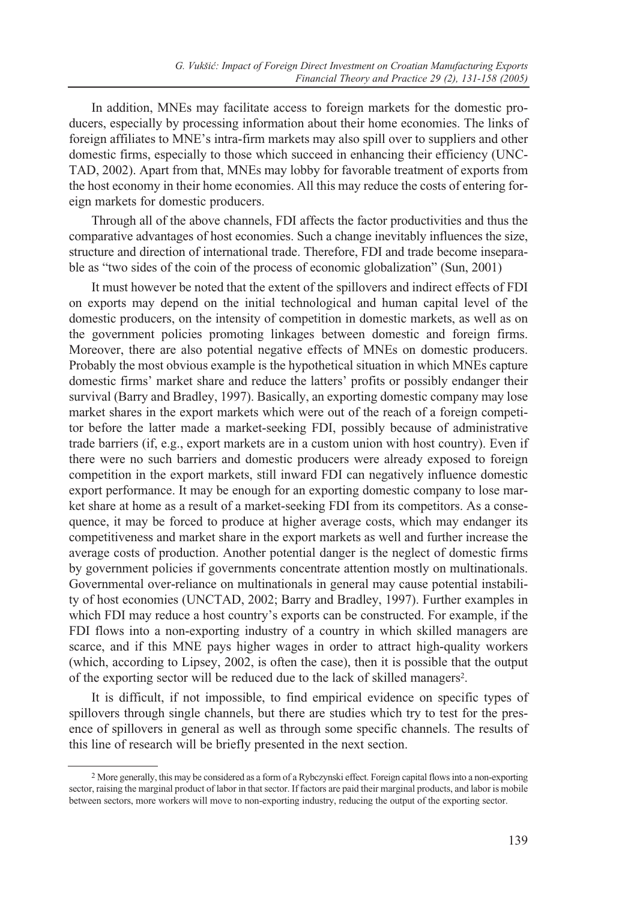In addition, MNEs may facilitate access to foreign markets for the domestic producers, especially by processing information about their home economies. The links of foreign affiliates to MNE's intra-firm markets may also spill over to suppliers and other domestic firms, especially to those which succeed in enhancing their efficiency (UNCTAD, 2002). Apart from that, MNEs may lobby for favorable treatment of exports from the host economy in their home economies. All this may reduce the costs of entering foreign markets for domestic producers.

Through all of the above channels, FDI affects the factor productivities and thus the comparative advantages of host economies. Such a change inevitably influences the size, structure and direction of international trade. Therefore, FDI and trade become inseparable as "two sides of the coin of the process of economic globalization" (Sun, 2001)

It must however be noted that the extent of the spillovers and indirect effects of FDI on exports may depend on the initial technological and human capital level of the domestic producers, on the intensity of competition in domestic markets, as well as on the government policies promoting linkages between domestic and foreign firms. Moreover, there are also potential negative effects of MNEs on domestic producers. Probably the most obvious example is the hypothetical situation in which MNEs capture domestic firms' market share and reduce the latters' profits or possibly endanger their survival (Barry and Bradley, 1997). Basically, an exporting domestic company may lose market shares in the export markets which were out of the reach of a foreign competitor before the latter made a market-seeking FDI, possibly because of administrative trade barriers (if, e.g., export markets are in a custom union with host country). Even if there were no such barriers and domestic producers were already exposed to foreign competition in the export markets, still inward FDI can negatively influence domestic export performance. It may be enough for an exporting domestic company to lose market share at home as a result of a market-seeking FDI from its competitors. As a consequence, it may be forced to produce at higher average costs, which may endanger its competitiveness and market share in the export markets as well and further increase the average costs of production. Another potential danger is the neglect of domestic firms by government policies if governments concentrate attention mostly on multinationals. Governmental over-reliance on multinationals in general may cause potential instability of host economies (UNCTAD, 2002; Barry and Bradley, 1997). Further examples in which FDI may reduce a host country's exports can be constructed. For example, if the FDI flows into a non-exporting industry of a country in which skilled managers are scarce, and if this MNE pays higher wages in order to attract high-quality workers (which, according to Lipsey, 2002, is often the case), then it is possible that the output of the exporting sector will be reduced due to the lack of skilled managers[2].

It is difficult, if not impossible, to find empirical evidence on specific types of spillovers through single channels, but there are studies which try to test for the presence of spillovers in general as well as through some specific channels. The results of this line of research will be briefly presented in the next section.

[2] More generally, this may be considered as a form of a Rybczynski effect. Foreign capital flows into a non-exporting sector, raising the marginal product of labor in that sector. If factors are paid their marginal products, and labor is mobile between sectors, more workers will move to non-exporting industry, reducing the output of the exporting sector.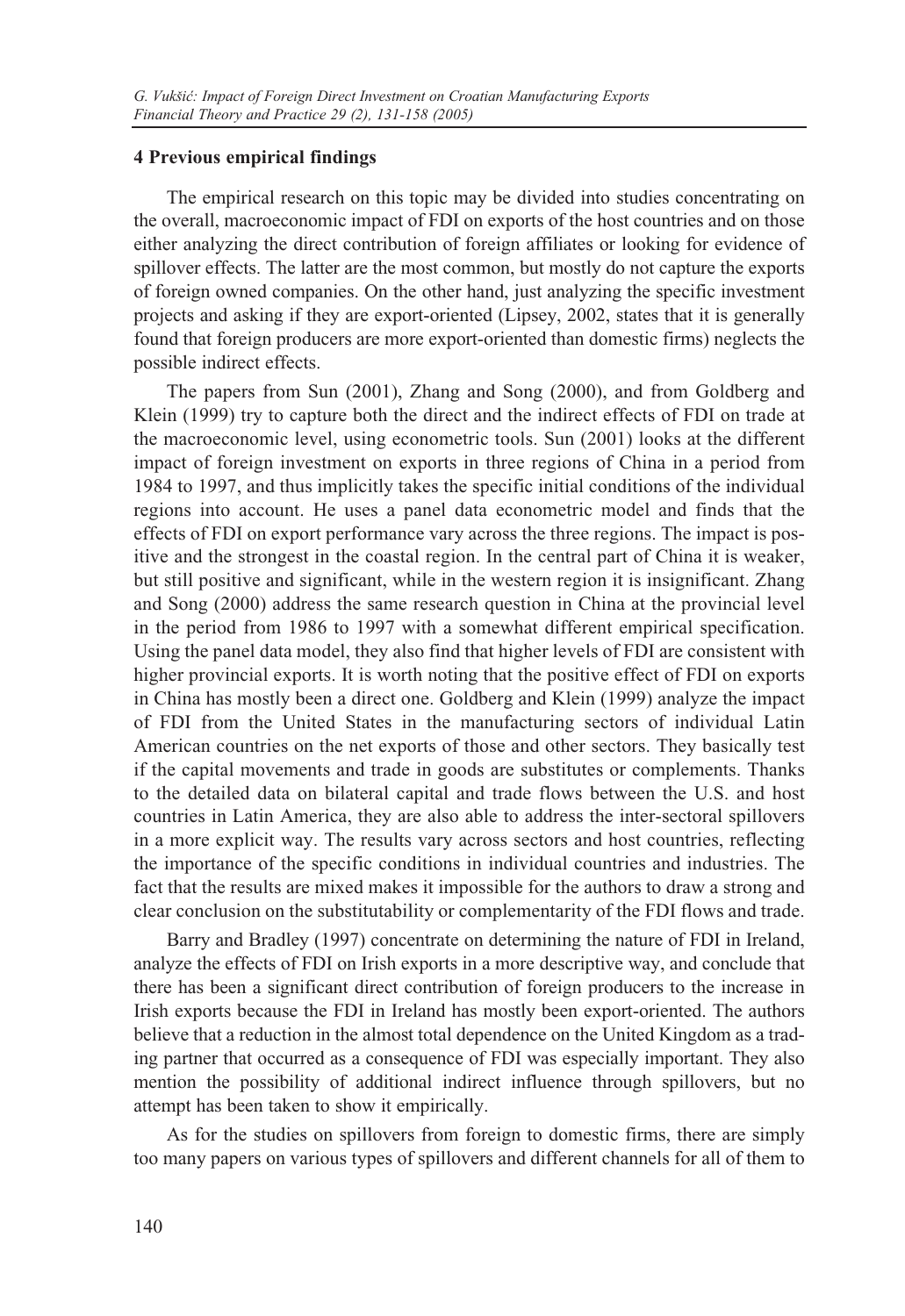## 4 Previous empirical findings

The empirical research on this topic may be divided into studies concentrating on the overall, macroeconomic impact of FDI on exports of the host countries and on those either analyzing the direct contribution of foreign affiliates or looking for evidence of spillover effects. The latter are the most common, but mostly do not capture the exports of foreign owned companies. On the other hand, just analyzing the specific investment projects and asking if they are export-oriented (Lipsey, 2002, states that it is generally found that foreign producers are more export-oriented than domestic firms) neglects the possible indirect effects.

The papers from Sun (2001), Zhang and Song (2000), and from Goldberg and Klein (1999) try to capture both the direct and the indirect effects of FDI on trade at the macroeconomic level, using econometric tools. Sun (2001) looks at the different impact of foreign investment on exports in three regions of China in a period from 1984 to 1997, and thus implicitly takes the specific initial conditions of the individual regions into account. He uses a panel data econometric model and finds that the effects of FDI on export performance vary across the three regions. The impact is positive and the strongest in the coastal region. In the central part of China it is weaker, but still positive and significant, while in the western region it is insignificant. Zhang and Song (2000) address the same research question in China at the provincial level in the period from 1986 to 1997 with a somewhat different empirical specification. Using the panel data model, they also find that higher levels of FDI are consistent with higher provincial exports. It is worth noting that the positive effect of FDI on exports in China has mostly been a direct one. Goldberg and Klein (1999) analyze the impact of FDI from the United States in the manufacturing sectors of individual Latin American countries on the net exports of those and other sectors. They basically test if the capital movements and trade in goods are substitutes or complements. Thanks to the detailed data on bilateral capital and trade flows between the U.S. and host countries in Latin America, they are also able to address the inter-sectoral spillovers in a more explicit way. The results vary across sectors and host countries, reflecting the importance of the specific conditions in individual countries and industries. The fact that the results are mixed makes it impossible for the authors to draw a strong and clear conclusion on the substitutability or complementarity of the FDI flows and trade.

Barry and Bradley (1997) concentrate on determining the nature of FDI in Ireland, analyze the effects of FDI on Irish exports in a more descriptive way, and conclude that there has been a significant direct contribution of foreign producers to the increase in Irish exports because the FDI in Ireland has mostly been export-oriented. The authors believe that a reduction in the almost total dependence on the United Kingdom as a trading partner that occurred as a consequence of FDI was especially important. They also mention the possibility of additional indirect influence through spillovers, but no attempt has been taken to show it empirically.

As for the studies on spillovers from foreign to domestic firms, there are simply too many papers on various types of spillovers and different channels for all of them to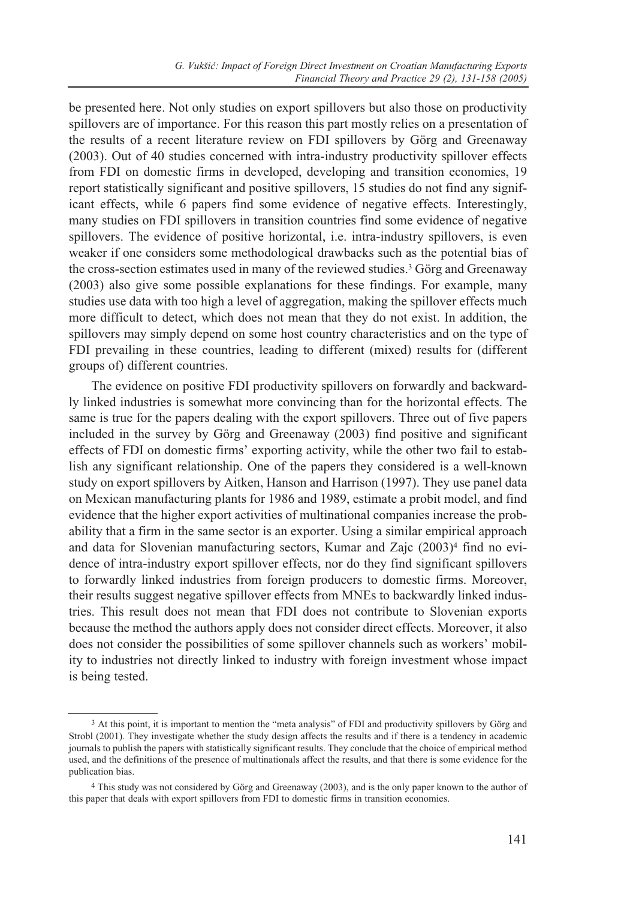be presented here. Not only studies on export spillovers but also those on productivity spillovers are of importance. For this reason this part mostly relies on a presentation of the results of a recent literature review on FDI spillovers by Görg and Greenaway (2003). Out of 40 studies concerned with intra-industry productivity spillover effects from FDI on domestic firms in developed, developing and transition economies, 19 report statistically significant and positive spillovers, 15 studies do not find any significant effects, while 6 papers find some evidence of negative effects. Interestingly, many studies on FDI spillovers in transition countries find some evidence of negative spillovers. The evidence of positive horizontal, i.e. intra-industry spillovers, is even weaker if one considers some methodological drawbacks such as the potential bias of the cross-section estimates used in many of the reviewed studies.[3] Görg and Greenaway (2003) also give some possible explanations for these findings. For example, many studies use data with too high a level of aggregation, making the spillover effects much more difficult to detect, which does not mean that they do not exist. In addition, the spillovers may simply depend on some host country characteristics and on the type of FDI prevailing in these countries, leading to different (mixed) results for (different groups of) different countries.

The evidence on positive FDI productivity spillovers on forwardly and backwardly linked industries is somewhat more convincing than for the horizontal effects. The same is true for the papers dealing with the export spillovers. Three out of five papers included in the survey by Görg and Greenaway (2003) find positive and significant effects of FDI on domestic firms' exporting activity, while the other two fail to establish any significant relationship. One of the papers they considered is a well-known study on export spillovers by Aitken, Hanson and Harrison (1997). They use panel data on Mexican manufacturing plants for 1986 and 1989, estimate a probit model, and find evidence that the higher export activities of multinational companies increase the probability that a firm in the same sector is an exporter. Using a similar empirical approach and data for Slovenian manufacturing sectors, Kumar and Zajc (2003)[4] find no evidence of intra-industry export spillover effects, nor do they find significant spillovers to forwardly linked industries from foreign producers to domestic firms. Moreover, their results suggest negative spillover effects from MNEs to backwardly linked industries. This result does not mean that FDI does not contribute to Slovenian exports because the method the authors apply does not consider direct effects. Moreover, it also does not consider the possibilities of some spillover channels such as workers' mobility to industries not directly linked to industry with foreign investment whose impact is being tested.

---

[3] At this point, it is important to mention the "meta analysis" of FDI and productivity spillovers by Görg and Strobl (2001). They investigate whether the study design affects the results and if there is a tendency in academic journals to publish the papers with statistically significant results. They conclude that the choice of empirical method used, and the definitions of the presence of multinationals affect the results, and that there is some evidence for the publication bias.

[4] This study was not considered by Görg and Greenaway (2003), and is the only paper known to the author of this paper that deals with export spillovers from FDI to domestic firms in transition economies.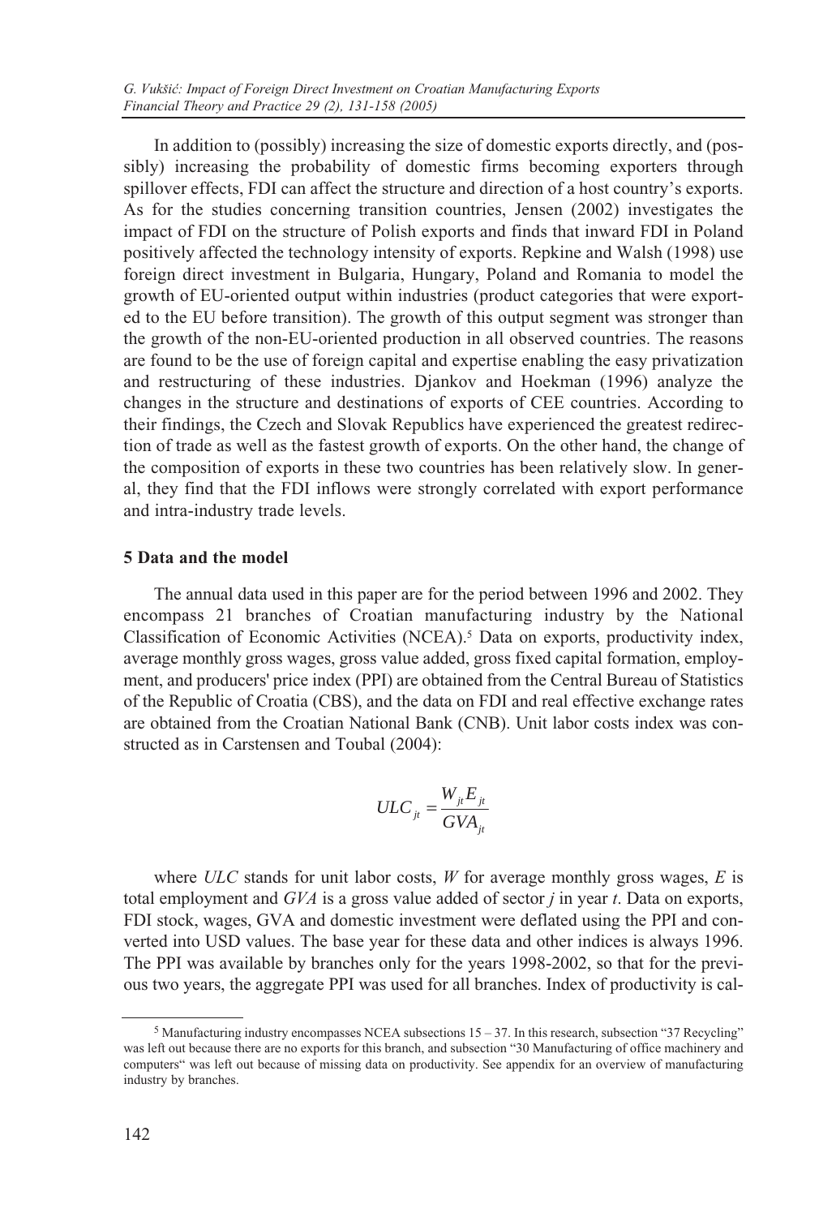In addition to (possibly) increasing the size of domestic exports directly, and (possibly) increasing the probability of domestic firms becoming exporters through spillover effects, FDI can affect the structure and direction of a host country's exports. As for the studies concerning transition countries, Jensen (2002) investigates the impact of FDI on the structure of Polish exports and finds that inward FDI in Poland positively affected the technology intensity of exports. Repkine and Walsh (1998) use foreign direct investment in Bulgaria, Hungary, Poland and Romania to model the growth of EU-oriented output within industries (product categories that were exported to the EU before transition). The growth of this output segment was stronger than the growth of the non-EU-oriented production in all observed countries. The reasons are found to be the use of foreign capital and expertise enabling the easy privatization and restructuring of these industries. Djankov and Hoekman (1996) analyze the changes in the structure and destinations of exports of CEE countries. According to their findings, the Czech and Slovak Republics have experienced the greatest redirection of trade as well as the fastest growth of exports. On the other hand, the change of the composition of exports in these two countries has been relatively slow. In general, they find that the FDI inflows were strongly correlated with export performance and intra-industry trade levels.

### 5 Data and the model

The annual data used in this paper are for the period between 1996 and 2002. They encompass 21 branches of Croatian manufacturing industry by the National Classification of Economic Activities (NCEA).[5] Data on exports, productivity index, average monthly gross wages, gross value added, gross fixed capital formation, employment, and producers' price index (PPI) are obtained from the Central Bureau of Statistics of the Republic of Croatia (CBS), and the data on FDI and real effective exchange rates are obtained from the Croatian National Bank (CNB). Unit labor costs index was constructed as in Carstensen and Toubal (2004):

$$ULC_{jt} = \frac{W_{jt}E_{jt}}{GVA_{jt}}$$

where *ULC* stands for unit labor costs, *W* for average monthly gross wages, *E* is total employment and *GVA* is a gross value added of sector *j* in year *t*. Data on exports, FDI stock, wages, GVA and domestic investment were deflated using the PPI and converted into USD values. The base year for these data and other indices is always 1996. The PPI was available by branches only for the years 1998-2002, so that for the previous two years, the aggregate PPI was used for all branches. Index of productivity is cal-

[5] Manufacturing industry encompasses NCEA subsections 15 – 37. In this research, subsection "37 Recycling" was left out because there are no exports for this branch, and subsection "30 Manufacturing of office machinery and computers" was left out because of missing data on productivity. See appendix for an overview of manufacturing industry by branches.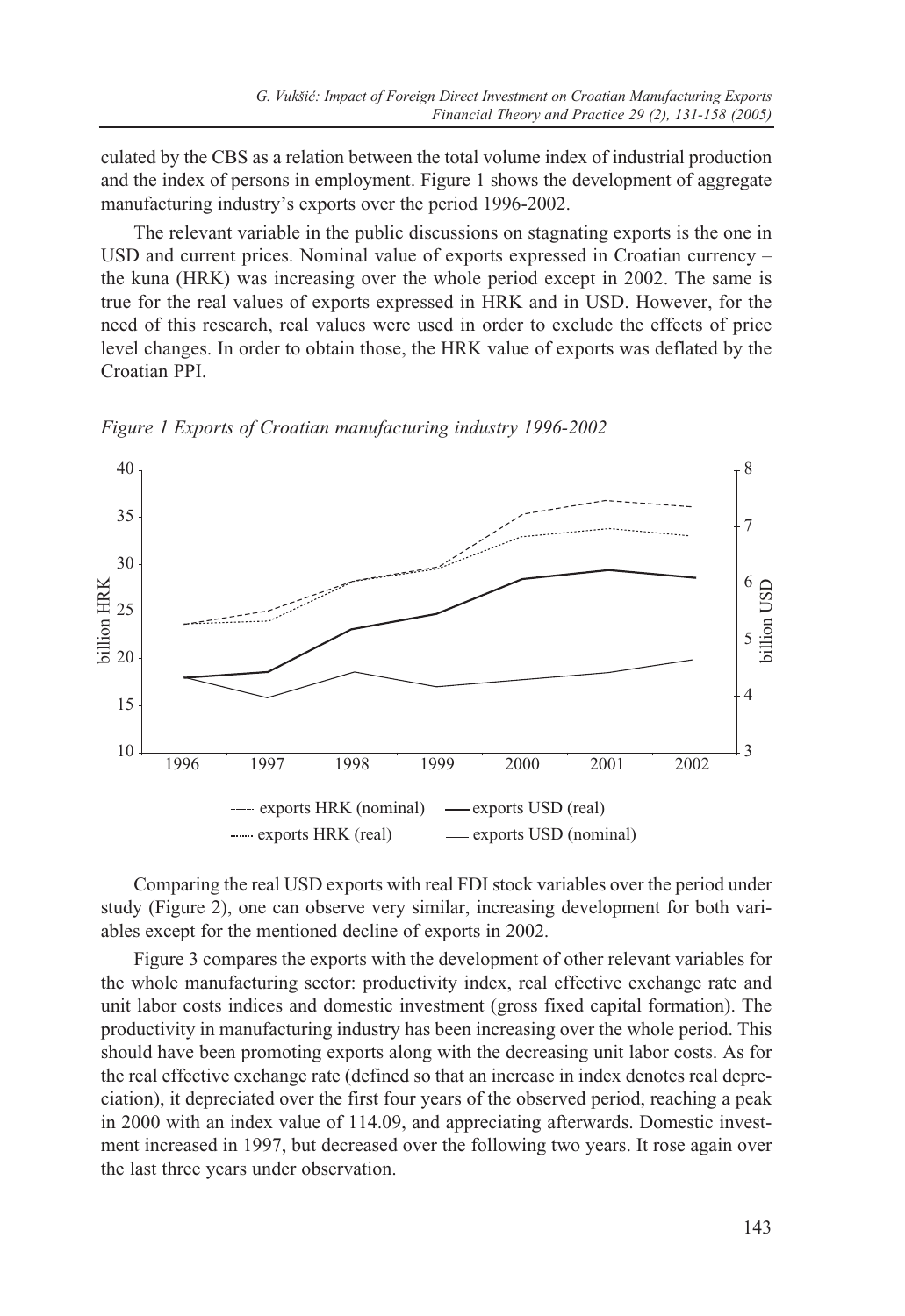culated by the CBS as a relation between the total volume index of industrial production and the index of persons in employment. Figure 1 shows the development of aggregate manufacturing industry's exports over the period 1996-2002.

The relevant variable in the public discussions on stagnating exports is the one in USD and current prices. Nominal value of exports expressed in Croatian currency – the kuna (HRK) was increasing over the whole period except in 2002. The same is true for the real values of exports expressed in HRK and in USD. However, for the need of this research, real values were used in order to exclude the effects of price level changes. In order to obtain those, the HRK value of exports was deflated by the Croatian PPI.

*Figure 1 Exports of Croatian manufacturing industry 1996-2002*

Comparing the real USD exports with real FDI stock variables over the period under study (Figure 2), one can observe very similar, increasing development for both variables except for the mentioned decline of exports in 2002.

Figure 3 compares the exports with the development of other relevant variables for the whole manufacturing sector: productivity index, real effective exchange rate and unit labor costs indices and domestic investment (gross fixed capital formation). The productivity in manufacturing industry has been increasing over the whole period. This should have been promoting exports along with the decreasing unit labor costs. As for the real effective exchange rate (defined so that an increase in index denotes real depreciation), it depreciated over the first four years of the observed period, reaching a peak in 2000 with an index value of 114.09, and appreciating afterwards. Domestic investment increased in 1997, but decreased over the following two years. It rose again over the last three years under observation.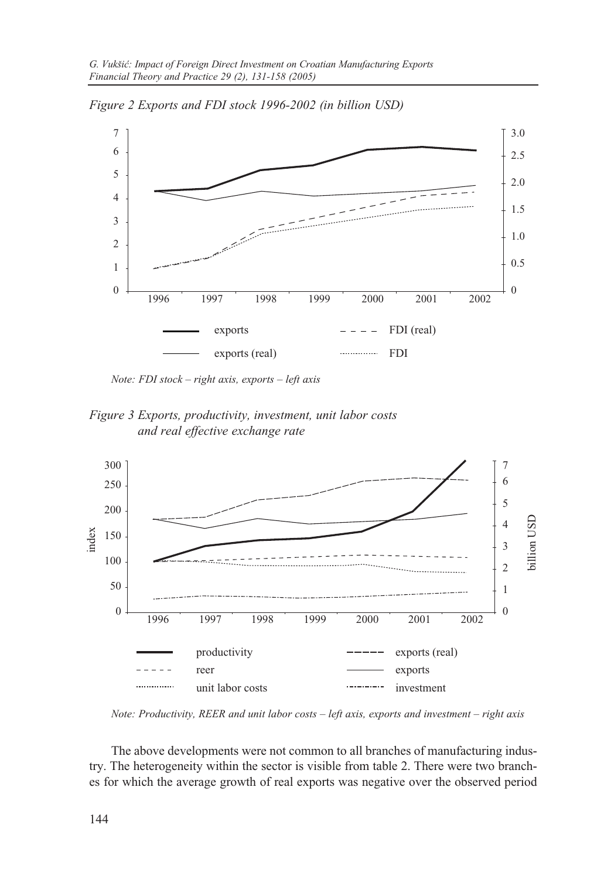*Figure 2 Exports and FDI stock 1996-2002 (in billion USD)*

*Note: FDI stock – right axis, exports – left axis*

*Figure 3 Exports, productivity, investment, unit labor costs and real effective exchange rate*

*Note: Productivity, REER and unit labor costs – left axis, exports and investment – right axis*

The above developments were not common to all branches of manufacturing industry. The heterogeneity within the sector is visible from table 2. There were two branches for which the average growth of real exports was negative over the observed period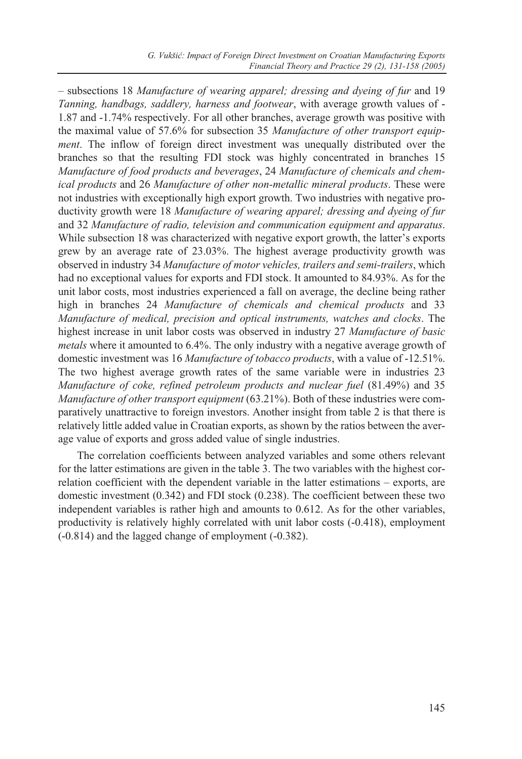– subsections 18 *Manufacture of wearing apparel; dressing and dyeing of fur* and 19 *Tanning, handbags, saddlery, harness and footwear*, with average growth values of -1.87 and -1.74% respectively. For all other branches, average growth was positive with the maximal value of 57.6% for subsection 35 *Manufacture of other transport equipment*. The inflow of foreign direct investment was unequally distributed over the branches so that the resulting FDI stock was highly concentrated in branches 15 *Manufacture of food products and beverages*, 24 *Manufacture of chemicals and chemical products* and 26 *Manufacture of other non-metallic mineral products*. These were not industries with exceptionally high export growth. Two industries with negative productivity growth were 18 *Manufacture of wearing apparel; dressing and dyeing of fur* and 32 *Manufacture of radio, television and communication equipment and apparatus*. While subsection 18 was characterized with negative export growth, the latter's exports grew by an average rate of 23.03%. The highest average productivity growth was observed in industry 34 *Manufacture of motor vehicles, trailers and semi-trailers*, which had no exceptional values for exports and FDI stock. It amounted to 84.93%. As for the unit labor costs, most industries experienced a fall on average, the decline being rather high in branches 24 *Manufacture of chemicals and chemical products* and 33 *Manufacture of medical, precision and optical instruments, watches and clocks*. The highest increase in unit labor costs was observed in industry 27 *Manufacture of basic metals* where it amounted to 6.4%. The only industry with a negative average growth of domestic investment was 16 *Manufacture of tobacco products*, with a value of -12.51%. The two highest average growth rates of the same variable were in industries 23 *Manufacture of coke, refined petroleum products and nuclear fuel* (81.49%) and 35 *Manufacture of other transport equipment* (63.21%). Both of these industries were comparatively unattractive to foreign investors. Another insight from table 2 is that there is relatively little added value in Croatian exports, as shown by the ratios between the average value of exports and gross added value of single industries.

The correlation coefficients between analyzed variables and some others relevant for the latter estimations are given in the table 3. The two variables with the highest correlation coefficient with the dependent variable in the latter estimations – exports, are domestic investment (0.342) and FDI stock (0.238). The coefficient between these two independent variables is rather high and amounts to 0.612. As for the other variables, productivity is relatively highly correlated with unit labor costs (-0.418), employment (-0.814) and the lagged change of employment (-0.382).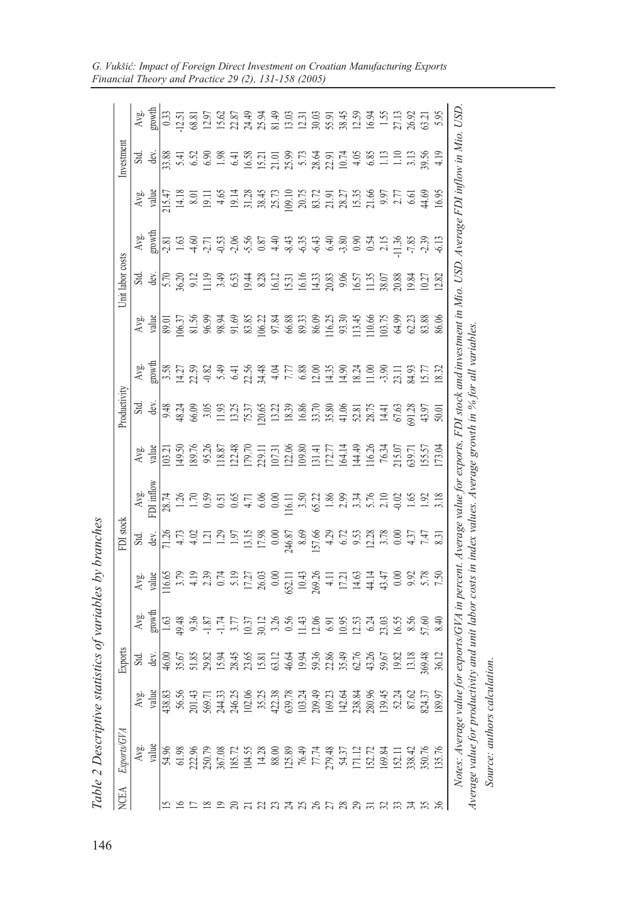Table 2 Descriptive statistics of variables by branches

| NCEA | Exports/GVA | Exports | | | FDI stock | | | Productivity | | | Unit labor costs | | | Investment | | |
|---|---|---|---|---|---|---|---|---|---|---|---|---|---|---|---|---|
| | Avg. value | Avg. value | Std. dev. | Avg. growth | Avg. value | Std. dev. | Avg. FDI inflow | Avg. value | Std. dev. | Avg. growth | Avg. value | Std. dev. | Avg. growth | Avg. value | Std. dev. | Avg. growth |
| 15 | 54.96 | 438.83 | 46.00 | 1.63 | 116.65 | 71.26 | 28.74 | 103.21 | 9.48 | 3.58 | 89.01 | 5.70 | -2.81 | 215.47 | 33.88 | 0.33 |
| 16 | 61.98 | 56.56 | 35.67 | 49.48 | 3.79 | 4.73 | 1.26 | 149.50 | 48.24 | 14.27 | 106.37 | 36.20 | 1.63 | 14.18 | 5.41 | -12.51 |
| 17 | 222.96 | 201.43 | 51.85 | 9.36 | 4.19 | 4.02 | 1.70 | 189.76 | 66.09 | 22.59 | 81.56 | 9.12 | -4.60 | 8.01 | 6.52 | 68.81 |
| 18 | 250.79 | 569.71 | 29.82 | -1.87 | 2.39 | 1.21 | 0.59 | 95.26 | 3.05 | -0.82 | 96.99 | 11.19 | -2.71 | 19.11 | 6.90 | 12.97 |
| 19 | 367.08 | 244.33 | 15.94 | -1.74 | 0.74 | 1.29 | 0.51 | 118.87 | 11.93 | 5.49 | 98.94 | 3.49 | -0.53 | 4.65 | 1.98 | 15.62 |
| 20 | 185.72 | 246.25 | 28.45 | 3.77 | 5.19 | 1.97 | 0.65 | 122.48 | 13.25 | 6.41 | 91.69 | 6.53 | -2.06 | 19.14 | 6.41 | 22.87 |
| 21 | 104.55 | 102.06 | 23.65 | 10.37 | 17.27 | 13.15 | 4.71 | 179.70 | 75.37 | 22.56 | 83.85 | 19.44 | -5.56 | 31.28 | 16.58 | 24.49 |
| 22 | 14.28 | 35.25 | 15.81 | 30.12 | 26.03 | 17.98 | 6.06 | 229.11 | 120.65 | 34.48 | 106.22 | 8.28 | 0.87 | 38.45 | 15.21 | 25.94 |
| 23 | 88.00 | 422.38 | 63.12 | 3.26 | 0.00 | 0.00 | 0.00 | 107.31 | 13.22 | 4.04 | 97.84 | 16.12 | 4.40 | 25.73 | 21.01 | 81.49 |
| 24 | 125.89 | 639.78 | 46.64 | 0.56 | 652.11 | 246.87 | 116.11 | 122.06 | 18.39 | 7.77 | 66.88 | 15.31 | -8.43 | 109.10 | 25.99 | 13.03 |
| 25 | 76.49 | 103.24 | 19.94 | 11.43 | 10.43 | 8.69 | 3.50 | 109.80 | 16.86 | 6.88 | 89.33 | 16.16 | -6.35 | 20.75 | 5.73 | 12.31 |
| 26 | 77.74 | 209.49 | 59.36 | 12.06 | 269.26 | 157.66 | 65.22 | 131.41 | 33.70 | 12.00 | 86.09 | 14.33 | -6.43 | 83.72 | 28.64 | 30.03 |
| 27 | 279.48 | 169.23 | 22.86 | 6.91 | 4.11 | 4.29 | 1.86 | 172.77 | 35.80 | 14.35 | 116.25 | 20.83 | 6.40 | 21.91 | 22.91 | 55.91 |
| 28 | 54.37 | 142.64 | 35.49 | 10.95 | 17.21 | 6.72 | 2.99 | 164.14 | 41.06 | 14.90 | 93.30 | 9.06 | -3.80 | 28.27 | 10.74 | 38.45 |
| 29 | 171.12 | 238.84 | 62.76 | 12.53 | 14.63 | 9.53 | 3.34 | 144.49 | 52.81 | 18.24 | 113.45 | 16.57 | 0.90 | 15.35 | 4.05 | 12.59 |
| 31 | 152.72 | 280.96 | 43.26 | 6.24 | 44.14 | 12.28 | 5.76 | 116.26 | 28.75 | 11.00 | 110.66 | 11.35 | 0.54 | 21.66 | 6.85 | 16.94 |
| 32 | 169.84 | 139.45 | 59.67 | 23.03 | 43.47 | 3.78 | 2.10 | 76.34 | 14.41 | -3.90 | 103.75 | 38.07 | 2.15 | 9.97 | 1.13 | 1.55 |
| 33 | 152.11 | 52.24 | 19.82 | 16.55 | 0.00 | 0.00 | -0.02 | 215.07 | 67.63 | 23.11 | 64.99 | 20.88 | -11.36 | 2.77 | 1.10 | 27.13 |
| 34 | 338.42 | 87.62 | 13.18 | 8.56 | 9.92 | 4.37 | 1.65 | 639.71 | 691.28 | 84.93 | 62.23 | 19.84 | -7.85 | 6.61 | 3.13 | 26.92 |
| 35 | 350.76 | 824.37 | 369.48 | 57.60 | 5.78 | 7.47 | 1.92 | 155.57 | 43.97 | 15.77 | 83.88 | 10.27 | -2.39 | 44.69 | 39.56 | 63.21 |
| 36 | 135.76 | 189.97 | 36.12 | 8.40 | 7.50 | 8.31 | 3.18 | 173.04 | 50.01 | 18.32 | 86.06 | 12.82 | -6.13 | 16.95 | 4.19 | 5.95 |

*Notes: Average value for exports/GVA in percent. Average value for exports, FDI stock and investment in Mio. USD. Average FDI inflow in Mio. USD. Average value for productivity and unit labor costs in index values. Average growth in % for all variables.*

*Source: authors calculation.*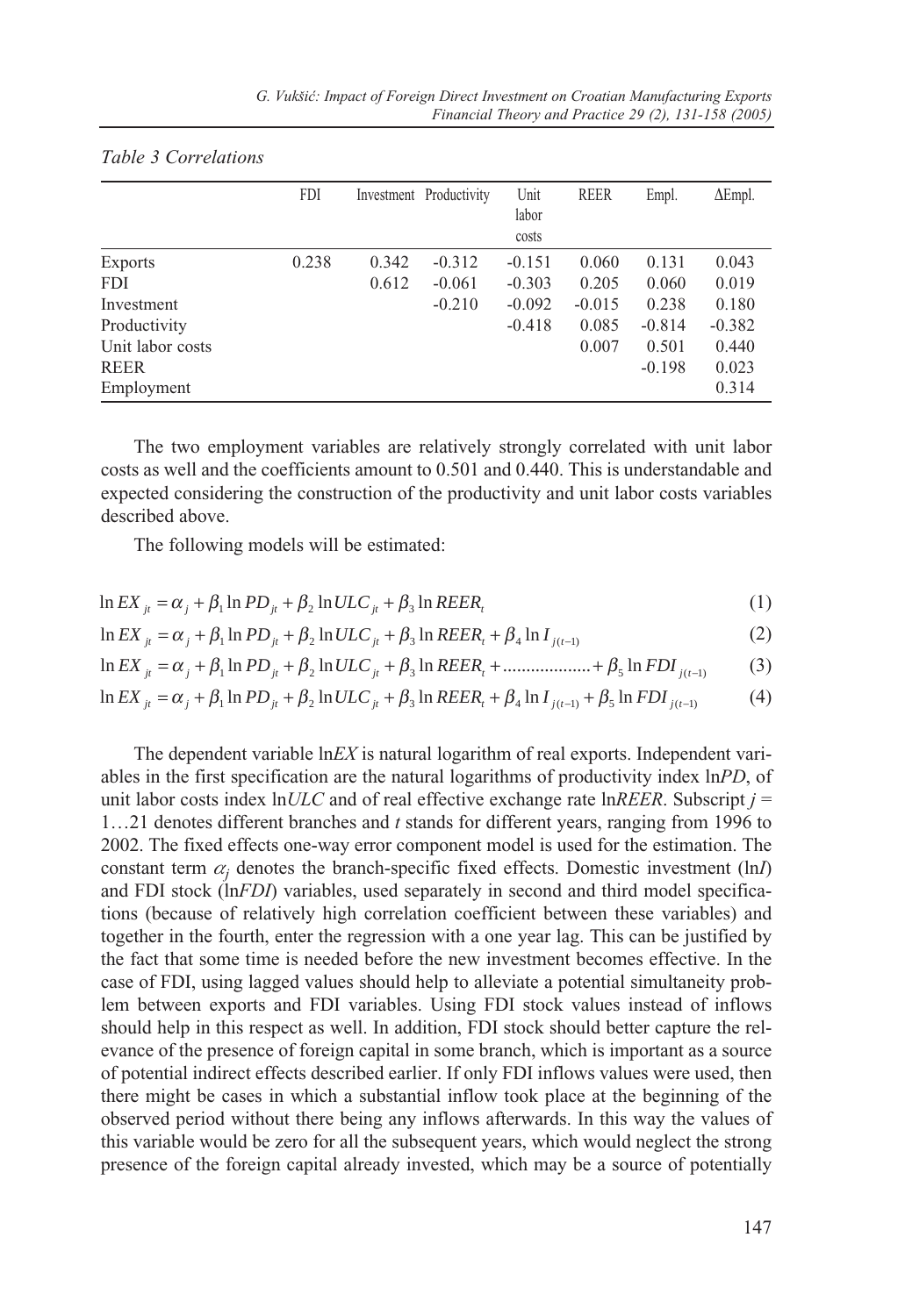*Table 3 Correlations*

| | FDI | Investment | Productivity | Unit labor costs | REER | Empl. | ΔEmpl. |
|---|---|---|---|---|---|---|---|
| Exports | 0.238 | 0.342 | -0.312 | -0.151 | 0.060 | 0.131 | 0.043 |
| FDI | | 0.612 | -0.061 | -0.303 | 0.205 | 0.060 | 0.019 |
| Investment | | | -0.210 | -0.092 | -0.015 | 0.238 | 0.180 |
| Productivity | | | | -0.418 | 0.085 | -0.814 | -0.382 |
| Unit labor costs | | | | | 0.007 | 0.501 | 0.440 |
| REER | | | | | | -0.198 | 0.023 |
| Employment | | | | | | | 0.314 |

The two employment variables are relatively strongly correlated with unit labor costs as well and the coefficients amount to 0.501 and 0.440. This is understandable and expected considering the construction of the productivity and unit labor costs variables described above.

The following models will be estimated:

$$\ln EX_{jt} = \alpha_j + \beta_1 \ln PD_{jt} + \beta_2 \ln ULC_{jt} + \beta_3 \ln REER_t \tag{1}$$

$$\ln EX_{jt} = \alpha_j + \beta_1 \ln PD_{jt} + \beta_2 \ln ULC_{jt} + \beta_3 \ln REER_t + \beta_4 \ln I_{j(t-1)} \tag{2}$$

$$\ln EX_{jt} = \alpha_j + \beta_1 \ln PD_{jt} + \beta_2 \ln ULC_{jt} + \beta_3 \ln REER_t + .................. + \beta_5 \ln FDI_{j(t-1)} \tag{3}$$

$$\ln EX_{jt} = \alpha_j + \beta_1 \ln PD_{jt} + \beta_2 \ln ULC_{jt} + \beta_3 \ln REER_t + \beta_4 \ln I_{j(t-1)} + \beta_5 \ln FDI_{j(t-1)} \tag{4}$$

The dependent variable ln*EX* is natural logarithm of real exports. Independent variables in the first specification are the natural logarithms of productivity index ln*PD*, of unit labor costs index ln*ULC* and of real effective exchange rate ln*REER*. Subscript $j$ = 1…21 denotes different branches and $t$ stands for different years, ranging from 1996 to 2002. The fixed effects one-way error component model is used for the estimation. The constant term $\alpha_j$ denotes the branch-specific fixed effects. Domestic investment (ln*I*) and FDI stock (ln*FDI*) variables, used separately in second and third model specifications (because of relatively high correlation coefficient between these variables) and together in the fourth, enter the regression with a one year lag. This can be justified by the fact that some time is needed before the new investment becomes effective. In the case of FDI, using lagged values should help to alleviate a potential simultaneity problem between exports and FDI variables. Using FDI stock values instead of inflows should help in this respect as well. In addition, FDI stock should better capture the relevance of the presence of foreign capital in some branch, which is important as a source of potential indirect effects described earlier. If only FDI inflows values were used, then there might be cases in which a substantial inflow took place at the beginning of the observed period without there being any inflows afterwards. In this way the values of this variable would be zero for all the subsequent years, which would neglect the strong presence of the foreign capital already invested, which may be a source of potentially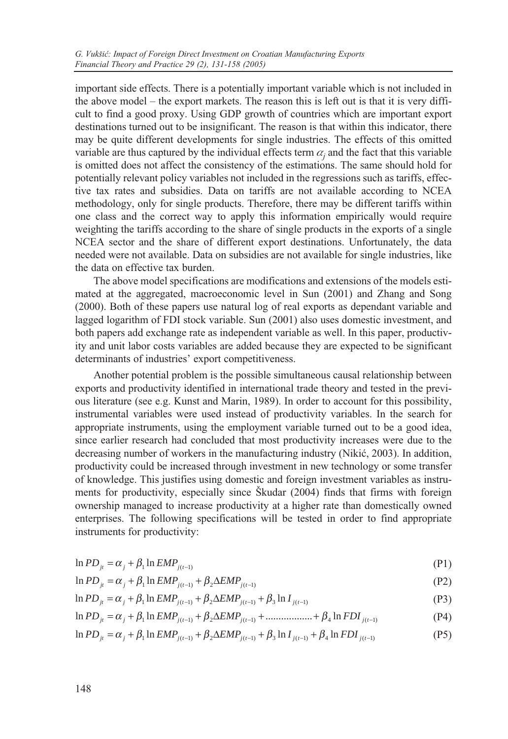important side effects. There is a potentially important variable which is not included in the above model – the export markets. The reason this is left out is that it is very difficult to find a good proxy. Using GDP growth of countries which are important export destinations turned out to be insignificant. The reason is that within this indicator, there may be quite different developments for single industries. The effects of this omitted variable are thus captured by the individual effects term $\alpha_j$ and the fact that this variable is omitted does not affect the consistency of the estimations. The same should hold for potentially relevant policy variables not included in the regressions such as tariffs, effective tax rates and subsidies. Data on tariffs are not available according to NCEA methodology, only for single products. Therefore, there may be different tariffs within one class and the correct way to apply this information empirically would require weighting the tariffs according to the share of single products in the exports of a single NCEA sector and the share of different export destinations. Unfortunately, the data needed were not available. Data on subsidies are not available for single industries, like the data on effective tax burden.

The above model specifications are modifications and extensions of the models estimated at the aggregated, macroeconomic level in Sun (2001) and Zhang and Song (2000). Both of these papers use natural log of real exports as dependant variable and lagged logarithm of FDI stock variable. Sun (2001) also uses domestic investment, and both papers add exchange rate as independent variable as well. In this paper, productivity and unit labor costs variables are added because they are expected to be significant determinants of industries' export competitiveness.

Another potential problem is the possible simultaneous causal relationship between exports and productivity identified in international trade theory and tested in the previous literature (see e.g. Kunst and Marin, 1989). In order to account for this possibility, instrumental variables were used instead of productivity variables. In the search for appropriate instruments, using the employment variable turned out to be a good idea, since earlier research had concluded that most productivity increases were due to the decreasing number of workers in the manufacturing industry (Nikić, 2003). In addition, productivity could be increased through investment in new technology or some transfer of knowledge. This justifies using domestic and foreign investment variables as instruments for productivity, especially since Škudar (2004) finds that firms with foreign ownership managed to increase productivity at a higher rate than domestically owned enterprises. The following specifications will be tested in order to find appropriate instruments for productivity:

$$\ln PD_{jt} = \alpha_j + \beta_1 \ln EMP_{j(t-1)} \tag{P1}$$

$$\ln PD_{jt} = \alpha_j + \beta_1 \ln EMP_{j(t-1)} + \beta_2 \Delta EMP_{j(t-1)} \tag{P2}$$

$$\ln PD_{jt} = \alpha_j + \beta_1 \ln EMP_{j(t-1)} + \beta_2 \Delta EMP_{j(t-1)} + \beta_3 \ln I_{j(t-1)} \tag{P3}$$

$$\ln PD_{jt} = \alpha_j + \beta_1 \ln EMP_{j(t-1)} + \beta_2 \Delta EMP_{j(t-1)} + .................. + \beta_4 \ln FDI_{j(t-1)} \tag{P4}$$

$$\ln PD_{jt} = \alpha_j + \beta_1 \ln EMP_{j(t-1)} + \beta_2 \Delta EMP_{j(t-1)} + \beta_3 \ln I_{j(t-1)} + \beta_4 \ln FDI_{j(t-1)} \tag{P5}$$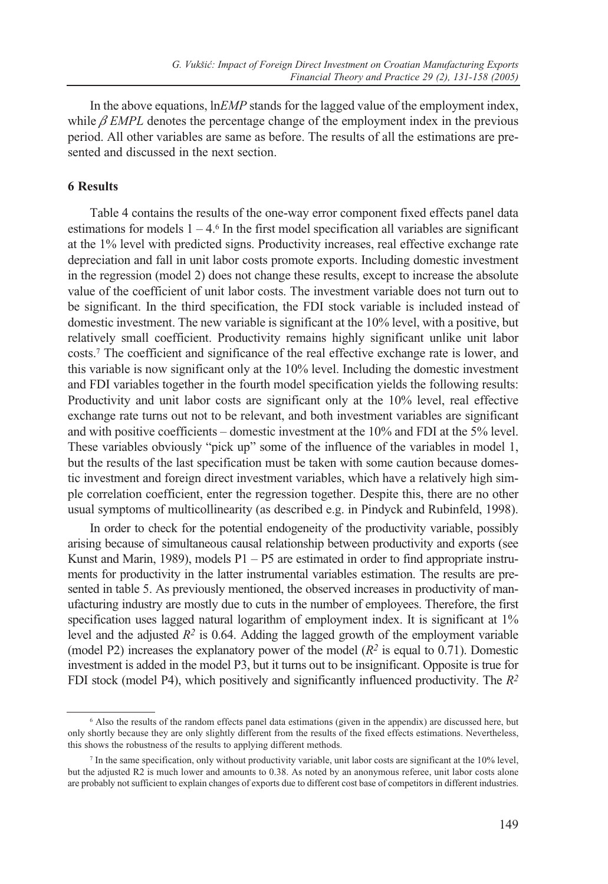In the above equations, ln*EMP* stands for the lagged value of the employment index, while $\beta$ *EMPL* denotes the percentage change of the employment index in the previous period. All other variables are same as before. The results of all the estimations are presented and discussed in the next section.

## 6 Results

Table 4 contains the results of the one-way error component fixed effects panel data estimations for models 1 – 4.[6] In the first model specification all variables are significant at the 1% level with predicted signs. Productivity increases, real effective exchange rate depreciation and fall in unit labor costs promote exports. Including domestic investment in the regression (model 2) does not change these results, except to increase the absolute value of the coefficient of unit labor costs. The investment variable does not turn out to be significant. In the third specification, the FDI stock variable is included instead of domestic investment. The new variable is significant at the 10% level, with a positive, but relatively small coefficient. Productivity remains highly significant unlike unit labor costs.[7] The coefficient and significance of the real effective exchange rate is lower, and this variable is now significant only at the 10% level. Including the domestic investment and FDI variables together in the fourth model specification yields the following results: Productivity and unit labor costs are significant only at the 10% level, real effective exchange rate turns out not to be relevant, and both investment variables are significant and with positive coefficients – domestic investment at the 10% and FDI at the 5% level. These variables obviously "pick up" some of the influence of the variables in model 1, but the results of the last specification must be taken with some caution because domestic investment and foreign direct investment variables, which have a relatively high simple correlation coefficient, enter the regression together. Despite this, there are no other usual symptoms of multicollinearity (as described e.g. in Pindyck and Rubinfeld, 1998).

In order to check for the potential endogeneity of the productivity variable, possibly arising because of simultaneous causal relationship between productivity and exports (see Kunst and Marin, 1989), models P1 – P5 are estimated in order to find appropriate instruments for productivity in the latter instrumental variables estimation. The results are presented in table 5. As previously mentioned, the observed increases in productivity of manufacturing industry are mostly due to cuts in the number of employees. Therefore, the first specification uses lagged natural logarithm of employment index. It is significant at 1% level and the adjusted $R^2$ is 0.64. Adding the lagged growth of the employment variable (model P2) increases the explanatory power of the model ($R^2$ is equal to 0.71). Domestic investment is added in the model P3, but it turns out to be insignificant. Opposite is true for FDI stock (model P4), which positively and significantly influenced productivity. The $R^2$

[6] Also the results of the random effects panel data estimations (given in the appendix) are discussed here, but only shortly because they are only slightly different from the results of the fixed effects estimations. Nevertheless, this shows the robustness of the results to applying different methods.

[7] In the same specification, only without productivity variable, unit labor costs are significant at the 10% level, but the adjusted R2 is much lower and amounts to 0.38. As noted by an anonymous referee, unit labor costs alone are probably not sufficient to explain changes of exports due to different cost base of competitors in different industries.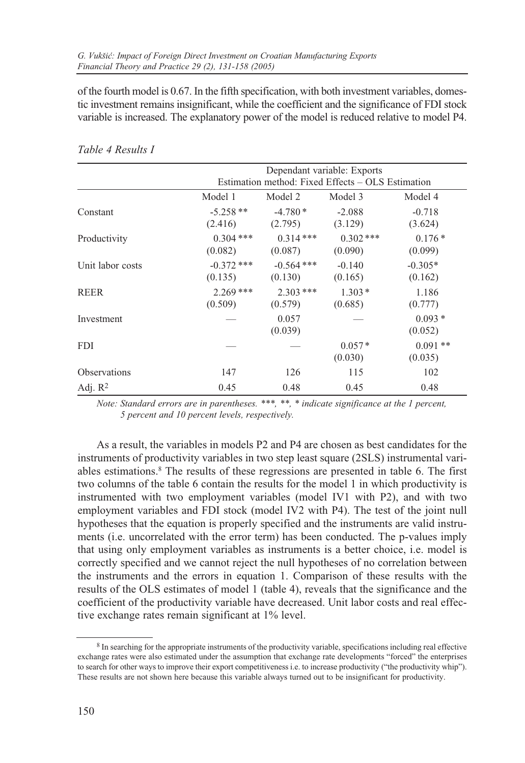of the fourth model is 0.67. In the fifth specification, with both investment variables, domestic investment remains insignificant, while the coefficient and the significance of FDI stock variable is increased. The explanatory power of the model is reduced relative to model P4.

*Table 4 Results I*

| | Dependant variable: Exports<br>Estimation method: Fixed Effects – OLS Estimation | | | |
|---|---|---|---|---|
| | Model 1 | Model 2 | Model 3 | Model 4 |
| Constant | -5.258 **<br>(2.416) | -4.780 *<br>(2.795) | -2.088<br>(3.129) | -0.718<br>(3.624) |
| Productivity | 0.304 ***<br>(0.082) | 0.314 ***<br>(0.087) | 0.302 ***<br>(0.090) | 0.176 *<br>(0.099) |
| Unit labor costs | -0.372 ***<br>(0.135) | -0.564 ***<br>(0.130) | -0.140<br>(0.165) | -0.305*<br>(0.162) |
| REER | 2.269 ***<br>(0.509) | 2.303 ***<br>(0.579) | 1.303 *<br>(0.685) | 1.186<br>(0.777) |
| Investment | — | 0.057<br>(0.039) | — | 0.093 *<br>(0.052) |
| FDI | — | — | 0.057 *<br>(0.030) | 0.091 **<br>(0.035) |
| Observations | 147 | 126 | 115 | 102 |
| Adj. $R^2$ | 0.45 | 0.48 | 0.45 | 0.48 |

*Note: Standard errors are in parentheses. \*\*\*, \*\*, \* indicate significance at the 1 percent, 5 percent and 10 percent levels, respectively.*

As a result, the variables in models P2 and P4 are chosen as best candidates for the instruments of productivity variables in two step least square (2SLS) instrumental variables estimations.[8] The results of these regressions are presented in table 6. The first two columns of the table 6 contain the results for the model 1 in which productivity is instrumented with two employment variables (model IV1 with P2), and with two employment variables and FDI stock (model IV2 with P4). The test of the joint null hypotheses that the equation is properly specified and the instruments are valid instruments (i.e. uncorrelated with the error term) has been conducted. The p-values imply that using only employment variables as instruments is a better choice, i.e. model is correctly specified and we cannot reject the null hypotheses of no correlation between the instruments and the errors in equation 1. Comparison of these results with the results of the OLS estimates of model 1 (table 4), reveals that the significance and the coefficient of the productivity variable have decreased. Unit labor costs and real effective exchange rates remain significant at 1% level.

[8] In searching for the appropriate instruments of the productivity variable, specifications including real effective exchange rates were also estimated under the assumption that exchange rate developments "forced" the enterprises to search for other ways to improve their export competitiveness i.e. to increase productivity ("the productivity whip"). These results are not shown here because this variable always turned out to be insignificant for productivity.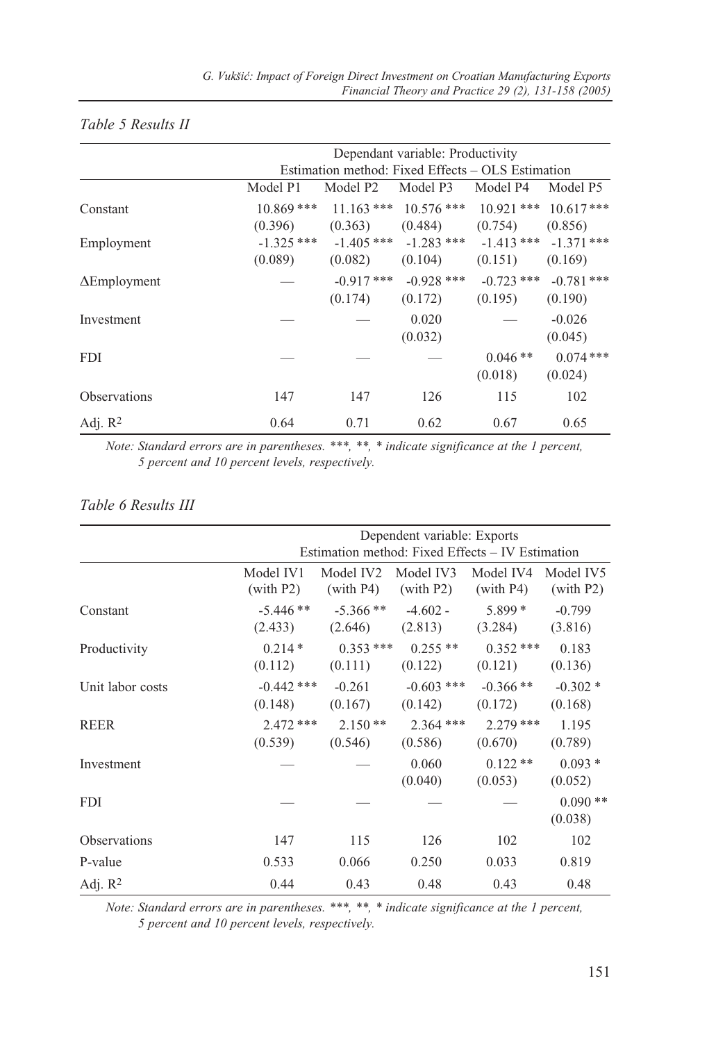*Table 5 Results II*

| | Dependant variable: Productivity<br>Estimation method: Fixed Effects – OLS Estimation | | | | |
|---|---|---|---|---|---|
| | Model P1 | Model P2 | Model P3 | Model P4 | Model P5 |
| Constant | 10.869 ***<br>(0.396) | 11.163 ***<br>(0.363) | 10.576 ***<br>(0.484) | 10.921 ***<br>(0.754) | 10.617 ***<br>(0.856) |
| Employment | -1.325 ***<br>(0.089) | -1.405 ***<br>(0.082) | -1.283 ***<br>(0.104) | -1.413 ***<br>(0.151) | -1.371 ***<br>(0.169) |
| ΔEmployment | — | -0.917 ***<br>(0.174) | -0.928 ***<br>(0.172) | -0.723 ***<br>(0.195) | -0.781 ***<br>(0.190) |
| Investment | — | — | 0.020<br>(0.032) | — | -0.026<br>(0.045) |
| FDI | — | — | — | 0.046 **<br>(0.018) | 0.074 ***<br>(0.024) |
| Observations | 147 | 147 | 126 | 115 | 102 |
| Adj. $R^2$ | 0.64 | 0.71 | 0.62 | 0.67 | 0.65 |

*Note: Standard errors are in parentheses. ***, **, * indicate significance at the 1 percent, 5 percent and 10 percent levels, respectively.*

*Table 6 Results III*

| | Dependent variable: Exports<br>Estimation method: Fixed Effects – IV Estimation | | | | |
|---|---|---|---|---|---|
| | Model IV1 (with P2) | Model IV2 (with P4) | Model IV3 (with P2) | Model IV4 (with P4) | Model IV5 (with P2) |
| Constant | -5.446 **<br>(2.433) | -5.366 **<br>(2.646) | -4.602 -<br>(2.813) | 5.899 *<br>(3.284) | -0.799<br>(3.816) |
| Productivity | 0.214 *<br>(0.112) | 0.353 ***<br>(0.111) | 0.255 **<br>(0.122) | 0.352 ***<br>(0.121) | 0.183<br>(0.136) |
| Unit labor costs | -0.442 ***<br>(0.148) | -0.261<br>(0.167) | -0.603 ***<br>(0.142) | -0.366 **<br>(0.172) | -0.302 *<br>(0.168) |
| REER | 2.472 ***<br>(0.539) | 2.150 **<br>(0.546) | 2.364 ***<br>(0.586) | 2.279 ***<br>(0.670) | 1.195<br>(0.789) |
| Investment | — | — | 0.060<br>(0.040) | 0.122 **<br>(0.053) | 0.093 *<br>(0.052) |
| FDI | — | — | — | — | 0.090 **<br>(0.038) |
| Observations | 147 | 115 | 126 | 102 | 102 |
| P-value | 0.533 | 0.066 | 0.250 | 0.033 | 0.819 |
| Adj. $R^2$ | 0.44 | 0.43 | 0.48 | 0.43 | 0.48 |

*Note: Standard errors are in parentheses. ***, **, * indicate significance at the 1 percent, 5 percent and 10 percent levels, respectively.*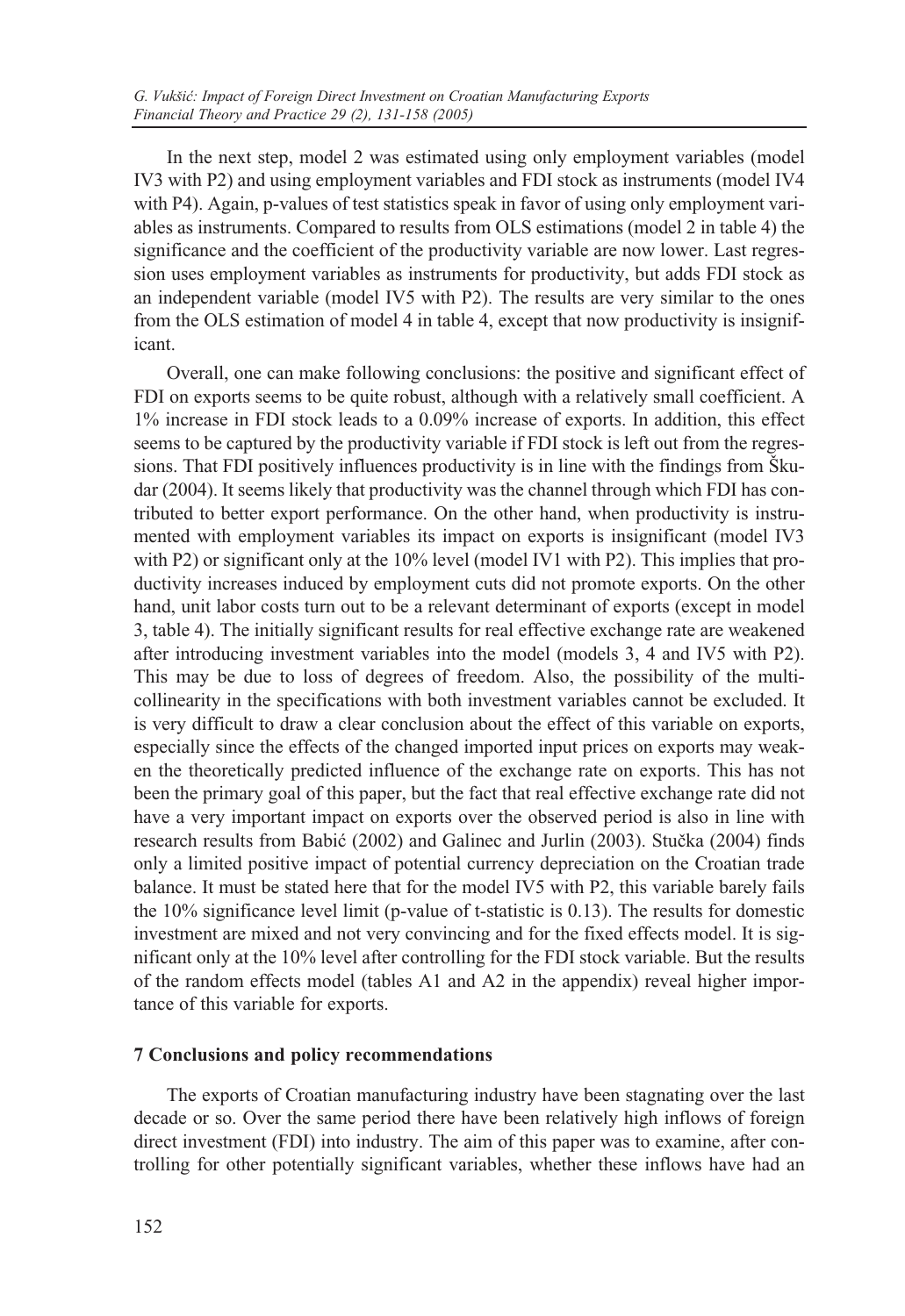In the next step, model 2 was estimated using only employment variables (model IV3 with P2) and using employment variables and FDI stock as instruments (model IV4 with P4). Again, p-values of test statistics speak in favor of using only employment variables as instruments. Compared to results from OLS estimations (model 2 in table 4) the significance and the coefficient of the productivity variable are now lower. Last regression uses employment variables as instruments for productivity, but adds FDI stock as an independent variable (model IV5 with P2). The results are very similar to the ones from the OLS estimation of model 4 in table 4, except that now productivity is insignificant.

Overall, one can make following conclusions: the positive and significant effect of FDI on exports seems to be quite robust, although with a relatively small coefficient. A 1% increase in FDI stock leads to a 0.09% increase of exports. In addition, this effect seems to be captured by the productivity variable if FDI stock is left out from the regressions. That FDI positively influences productivity is in line with the findings from Škudar (2004). It seems likely that productivity was the channel through which FDI has contributed to better export performance. On the other hand, when productivity is instrumented with employment variables its impact on exports is insignificant (model IV3 with P2) or significant only at the 10% level (model IV1 with P2). This implies that productivity increases induced by employment cuts did not promote exports. On the other hand, unit labor costs turn out to be a relevant determinant of exports (except in model 3, table 4). The initially significant results for real effective exchange rate are weakened after introducing investment variables into the model (models 3, 4 and IV5 with P2). This may be due to loss of degrees of freedom. Also, the possibility of the multicollinearity in the specifications with both investment variables cannot be excluded. It is very difficult to draw a clear conclusion about the effect of this variable on exports, especially since the effects of the changed imported input prices on exports may weaken the theoretically predicted influence of the exchange rate on exports. This has not been the primary goal of this paper, but the fact that real effective exchange rate did not have a very important impact on exports over the observed period is also in line with research results from Babić (2002) and Galinec and Jurlin (2003). Stučka (2004) finds only a limited positive impact of potential currency depreciation on the Croatian trade balance. It must be stated here that for the model IV5 with P2, this variable barely fails the 10% significance level limit (p-value of t-statistic is 0.13). The results for domestic investment are mixed and not very convincing and for the fixed effects model. It is significant only at the 10% level after controlling for the FDI stock variable. But the results of the random effects model (tables A1 and A2 in the appendix) reveal higher importance of this variable for exports.

## 7 Conclusions and policy recommendations

The exports of Croatian manufacturing industry have been stagnating over the last decade or so. Over the same period there have been relatively high inflows of foreign direct investment (FDI) into industry. The aim of this paper was to examine, after controlling for other potentially significant variables, whether these inflows have had an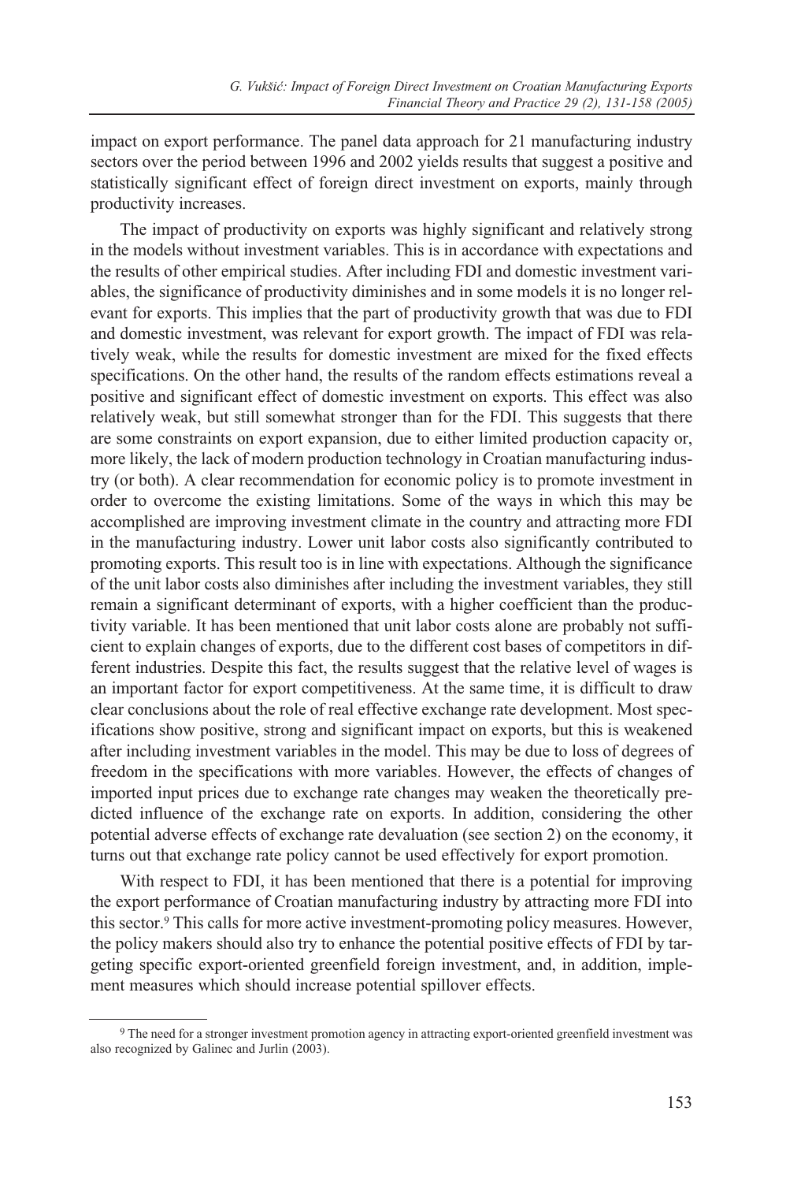impact on export performance. The panel data approach for 21 manufacturing industry sectors over the period between 1996 and 2002 yields results that suggest a positive and statistically significant effect of foreign direct investment on exports, mainly through productivity increases.

The impact of productivity on exports was highly significant and relatively strong in the models without investment variables. This is in accordance with expectations and the results of other empirical studies. After including FDI and domestic investment variables, the significance of productivity diminishes and in some models it is no longer relevant for exports. This implies that the part of productivity growth that was due to FDI and domestic investment, was relevant for export growth. The impact of FDI was relatively weak, while the results for domestic investment are mixed for the fixed effects specifications. On the other hand, the results of the random effects estimations reveal a positive and significant effect of domestic investment on exports. This effect was also relatively weak, but still somewhat stronger than for the FDI. This suggests that there are some constraints on export expansion, due to either limited production capacity or, more likely, the lack of modern production technology in Croatian manufacturing industry (or both). A clear recommendation for economic policy is to promote investment in order to overcome the existing limitations. Some of the ways in which this may be accomplished are improving investment climate in the country and attracting more FDI in the manufacturing industry. Lower unit labor costs also significantly contributed to promoting exports. This result too is in line with expectations. Although the significance of the unit labor costs also diminishes after including the investment variables, they still remain a significant determinant of exports, with a higher coefficient than the productivity variable. It has been mentioned that unit labor costs alone are probably not sufficient to explain changes of exports, due to the different cost bases of competitors in different industries. Despite this fact, the results suggest that the relative level of wages is an important factor for export competitiveness. At the same time, it is difficult to draw clear conclusions about the role of real effective exchange rate development. Most specifications show positive, strong and significant impact on exports, but this is weakened after including investment variables in the model. This may be due to loss of degrees of freedom in the specifications with more variables. However, the effects of changes of imported input prices due to exchange rate changes may weaken the theoretically predicted influence of the exchange rate on exports. In addition, considering the other potential adverse effects of exchange rate devaluation (see section 2) on the economy, it turns out that exchange rate policy cannot be used effectively for export promotion.

With respect to FDI, it has been mentioned that there is a potential for improving the export performance of Croatian manufacturing industry by attracting more FDI into this sector.[9] This calls for more active investment-promoting policy measures. However, the policy makers should also try to enhance the potential positive effects of FDI by targeting specific export-oriented greenfield foreign investment, and, in addition, implement measures which should increase potential spillover effects.

[9] The need for a stronger investment promotion agency in attracting export-oriented greenfield investment was also recognized by Galinec and Jurlin (2003).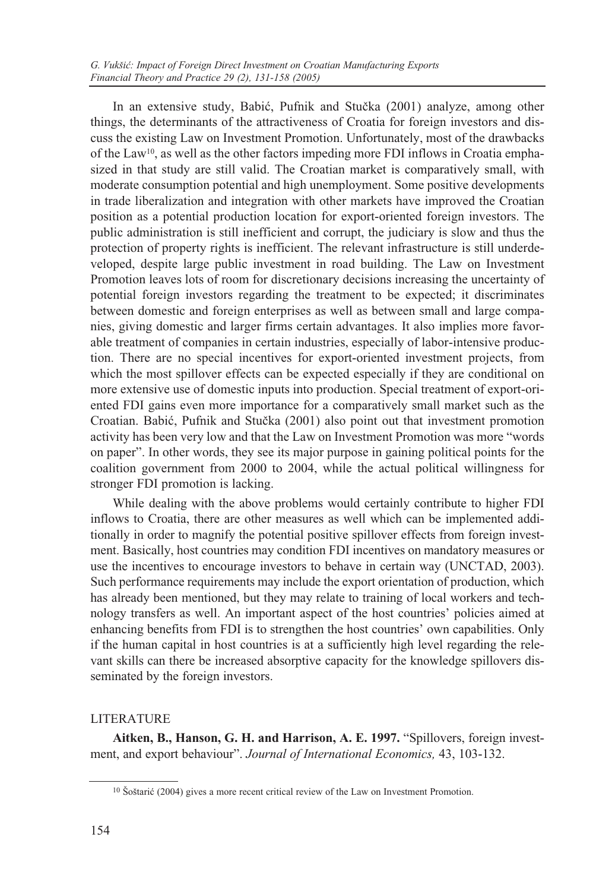In an extensive study, Babić, Pufnik and Stučka (2001) analyze, among other things, the determinants of the attractiveness of Croatia for foreign investors and discuss the existing Law on Investment Promotion. Unfortunately, most of the drawbacks of the Law[10], as well as the other factors impeding more FDI inflows in Croatia emphasized in that study are still valid. The Croatian market is comparatively small, with moderate consumption potential and high unemployment. Some positive developments in trade liberalization and integration with other markets have improved the Croatian position as a potential production location for export-oriented foreign investors. The public administration is still inefficient and corrupt, the judiciary is slow and thus the protection of property rights is inefficient. The relevant infrastructure is still underdeveloped, despite large public investment in road building. The Law on Investment Promotion leaves lots of room for discretionary decisions increasing the uncertainty of potential foreign investors regarding the treatment to be expected; it discriminates between domestic and foreign enterprises as well as between small and large companies, giving domestic and larger firms certain advantages. It also implies more favorable treatment of companies in certain industries, especially of labor-intensive production. There are no special incentives for export-oriented investment projects, from which the most spillover effects can be expected especially if they are conditional on more extensive use of domestic inputs into production. Special treatment of export-oriented FDI gains even more importance for a comparatively small market such as the Croatian. Babić, Pufnik and Stučka (2001) also point out that investment promotion activity has been very low and that the Law on Investment Promotion was more "words on paper". In other words, they see its major purpose in gaining political points for the coalition government from 2000 to 2004, while the actual political willingness for stronger FDI promotion is lacking.

While dealing with the above problems would certainly contribute to higher FDI inflows to Croatia, there are other measures as well which can be implemented additionally in order to magnify the potential positive spillover effects from foreign investment. Basically, host countries may condition FDI incentives on mandatory measures or use the incentives to encourage investors to behave in certain way (UNCTAD, 2003). Such performance requirements may include the export orientation of production, which has already been mentioned, but they may relate to training of local workers and technology transfers as well. An important aspect of the host countries' policies aimed at enhancing benefits from FDI is to strengthen the host countries' own capabilities. Only if the human capital in host countries is at a sufficiently high level regarding the relevant skills can there be increased absorptive capacity for the knowledge spillovers disseminated by the foreign investors.

## LITERATURE

**Aitken, B., Hanson, G. H. and Harrison, A. E. 1997.** "Spillovers, foreign investment, and export behaviour". *Journal of International Economics,* 43, 103-132.

[10] Šoštarić (2004) gives a more recent critical review of the Law on Investment Promotion.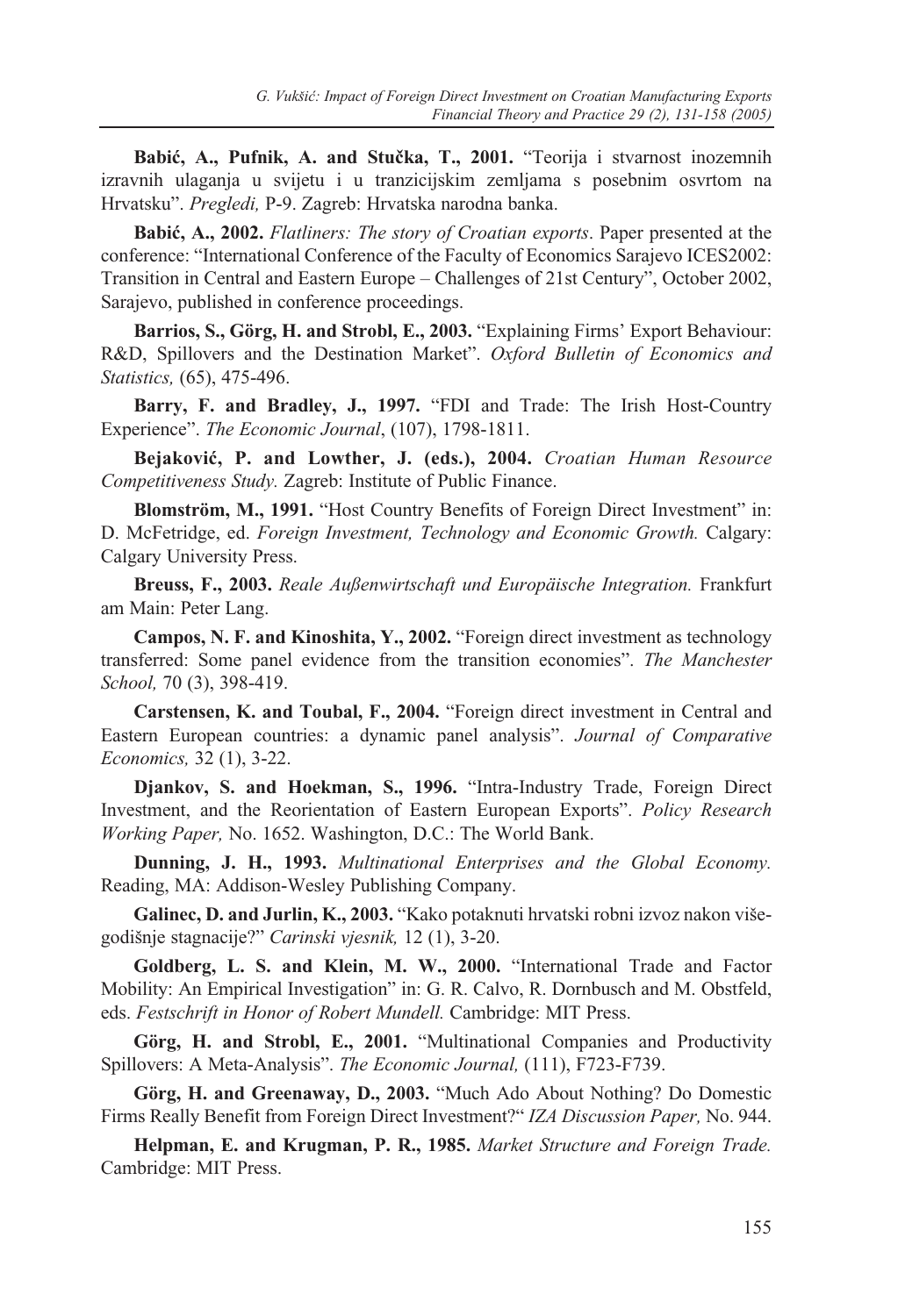**Babić, A., Pufnik, A. and Stučka, T., 2001.** "Teorija i stvarnost inozemnih izravnih ulaganja u svijetu i u tranzicijskim zemljama s posebnim osvrtom na Hrvatsku". *Pregledi,* P-9. Zagreb: Hrvatska narodna banka.

**Babić, A., 2002.** *Flatliners: The story of Croatian exports*. Paper presented at the conference: "International Conference of the Faculty of Economics Sarajevo ICES2002: Transition in Central and Eastern Europe – Challenges of 21st Century", October 2002, Sarajevo, published in conference proceedings.

**Barrios, S., Görg, H. and Strobl, E., 2003.** "Explaining Firms' Export Behaviour: R&D, Spillovers and the Destination Market". *Oxford Bulletin of Economics and Statistics,* (65), 475-496.

**Barry, F. and Bradley, J., 1997.** "FDI and Trade: The Irish Host-Country Experience". *The Economic Journal*, (107), 1798-1811.

**Bejaković, P. and Lowther, J. (eds.), 2004.** *Croatian Human Resource Competitiveness Study.* Zagreb: Institute of Public Finance.

**Blomström, M., 1991.** "Host Country Benefits of Foreign Direct Investment" in: D. McFetridge, ed. *Foreign Investment, Technology and Economic Growth.* Calgary: Calgary University Press.

**Breuss, F., 2003.** *Reale Außenwirtschaft und Europäische Integration.* Frankfurt am Main: Peter Lang.

**Campos, N. F. and Kinoshita, Y., 2002.** "Foreign direct investment as technology transferred: Some panel evidence from the transition economies". *The Manchester School,* 70 (3), 398-419.

**Carstensen, K. and Toubal, F., 2004.** "Foreign direct investment in Central and Eastern European countries: a dynamic panel analysis". *Journal of Comparative Economics,* 32 (1), 3-22.

**Djankov, S. and Hoekman, S., 1996.** "Intra-Industry Trade, Foreign Direct Investment, and the Reorientation of Eastern European Exports". *Policy Research Working Paper,* No. 1652. Washington, D.C.: The World Bank.

**Dunning, J. H., 1993.** *Multinational Enterprises and the Global Economy.* Reading, MA: Addison-Wesley Publishing Company.

**Galinec, D. and Jurlin, K., 2003.** "Kako potaknuti hrvatski robni izvoz nakon višegodišnje stagnacije?" *Carinski vjesnik,* 12 (1), 3-20.

**Goldberg, L. S. and Klein, M. W., 2000.** "International Trade and Factor Mobility: An Empirical Investigation" in: G. R. Calvo, R. Dornbusch and M. Obstfeld, eds. *Festschrift in Honor of Robert Mundell.* Cambridge: MIT Press.

**Görg, H. and Strobl, E., 2001.** "Multinational Companies and Productivity Spillovers: A Meta-Analysis". *The Economic Journal,* (111), F723-F739.

**Görg, H. and Greenaway, D., 2003.** "Much Ado About Nothing? Do Domestic Firms Really Benefit from Foreign Direct Investment?" *IZA Discussion Paper,* No. 944.

**Helpman, E. and Krugman, P. R., 1985.** *Market Structure and Foreign Trade.* Cambridge: MIT Press.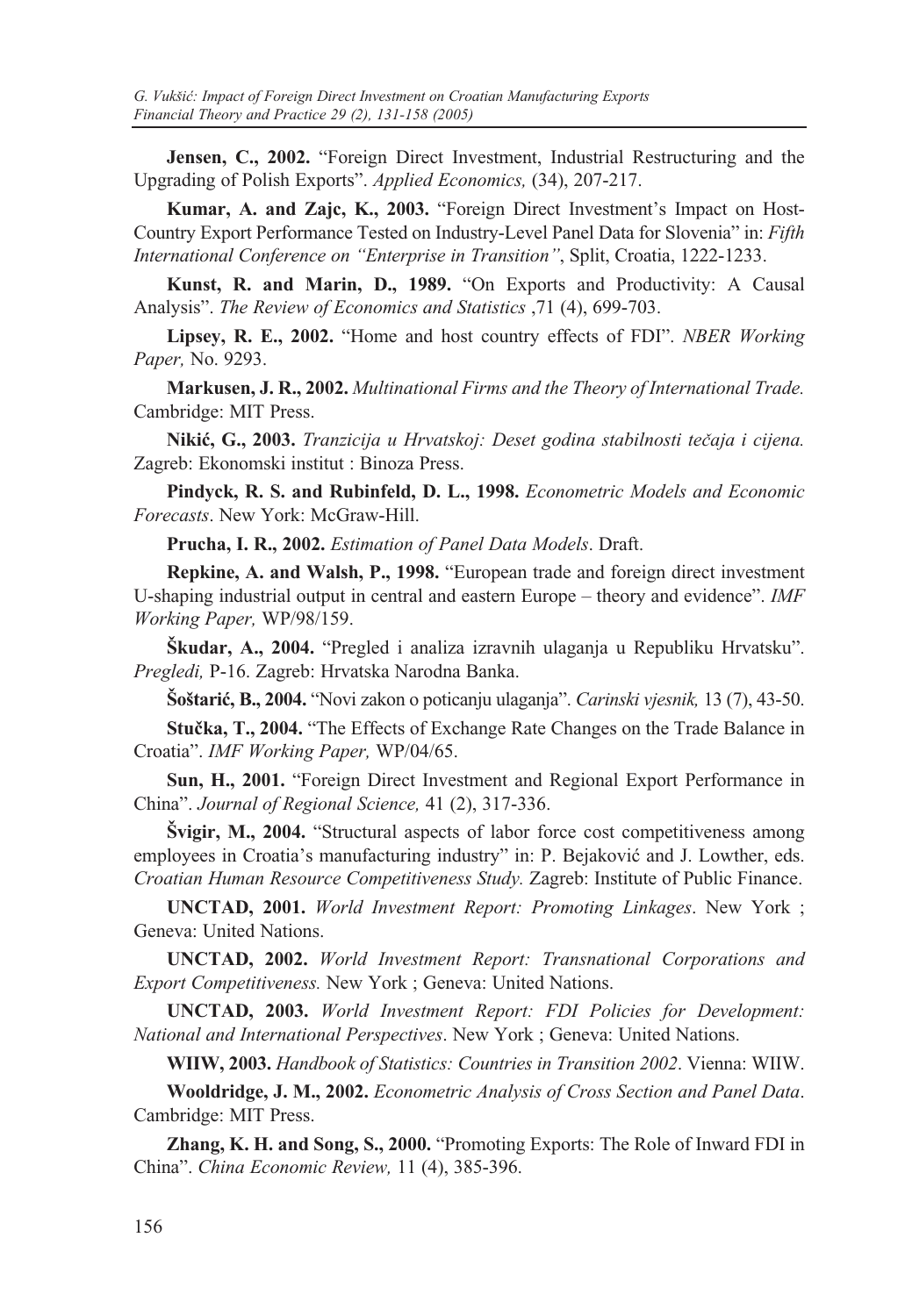**Jensen, C., 2002.** "Foreign Direct Investment, Industrial Restructuring and the Upgrading of Polish Exports". *Applied Economics,* (34), 207-217.

**Kumar, A. and Zajc, K., 2003.** "Foreign Direct Investment's Impact on Host-Country Export Performance Tested on Industry-Level Panel Data for Slovenia" in: *Fifth International Conference on "Enterprise in Transition"*, Split, Croatia, 1222-1233.

**Kunst, R. and Marin, D., 1989.** "On Exports and Productivity: A Causal Analysis". *The Review of Economics and Statistics* ,71 (4), 699-703.

**Lipsey, R. E., 2002.** "Home and host country effects of FDI". *NBER Working Paper,* No. 9293.

**Markusen, J. R., 2002.** *Multinational Firms and the Theory of International Trade.* Cambridge: MIT Press.

**Nikić, G., 2003.** *Tranzicija u Hrvatskoj: Deset godina stabilnosti tečaja i cijena.* Zagreb: Ekonomski institut : Binoza Press.

**Pindyck, R. S. and Rubinfeld, D. L., 1998.** *Econometric Models and Economic Forecasts*. New York: McGraw-Hill.

**Prucha, I. R., 2002.** *Estimation of Panel Data Models*. Draft.

**Repkine, A. and Walsh, P., 1998.** "European trade and foreign direct investment U-shaping industrial output in central and eastern Europe – theory and evidence". *IMF Working Paper,* WP/98/159.

**Škudar, A., 2004.** "Pregled i analiza izravnih ulaganja u Republiku Hrvatsku". *Pregledi,* P-16. Zagreb: Hrvatska Narodna Banka.

**Šoštarić, B., 2004.** "Novi zakon o poticanju ulaganja". *Carinski vjesnik,* 13 (7), 43-50.

**Stučka, T., 2004.** "The Effects of Exchange Rate Changes on the Trade Balance in Croatia". *IMF Working Paper,* WP/04/65.

**Sun, H., 2001.** "Foreign Direct Investment and Regional Export Performance in China". *Journal of Regional Science,* 41 (2), 317-336.

**Švigir, M., 2004.** "Structural aspects of labor force cost competitiveness among employees in Croatia's manufacturing industry" in: P. Bejaković and J. Lowther, eds. *Croatian Human Resource Competitiveness Study.* Zagreb: Institute of Public Finance.

**UNCTAD, 2001.** *World Investment Report: Promoting Linkages*. New York ; Geneva: United Nations.

**UNCTAD, 2002.** *World Investment Report: Transnational Corporations and Export Competitiveness.* New York ; Geneva: United Nations.

**UNCTAD, 2003.** *World Investment Report: FDI Policies for Development: National and International Perspectives*. New York ; Geneva: United Nations.

**WIIW, 2003.** *Handbook of Statistics: Countries in Transition 2002*. Vienna: WIIW.

**Wooldridge, J. M., 2002.** *Econometric Analysis of Cross Section and Panel Data*. Cambridge: MIT Press.

**Zhang, K. H. and Song, S., 2000.** "Promoting Exports: The Role of Inward FDI in China". *China Economic Review,* 11 (4), 385-396.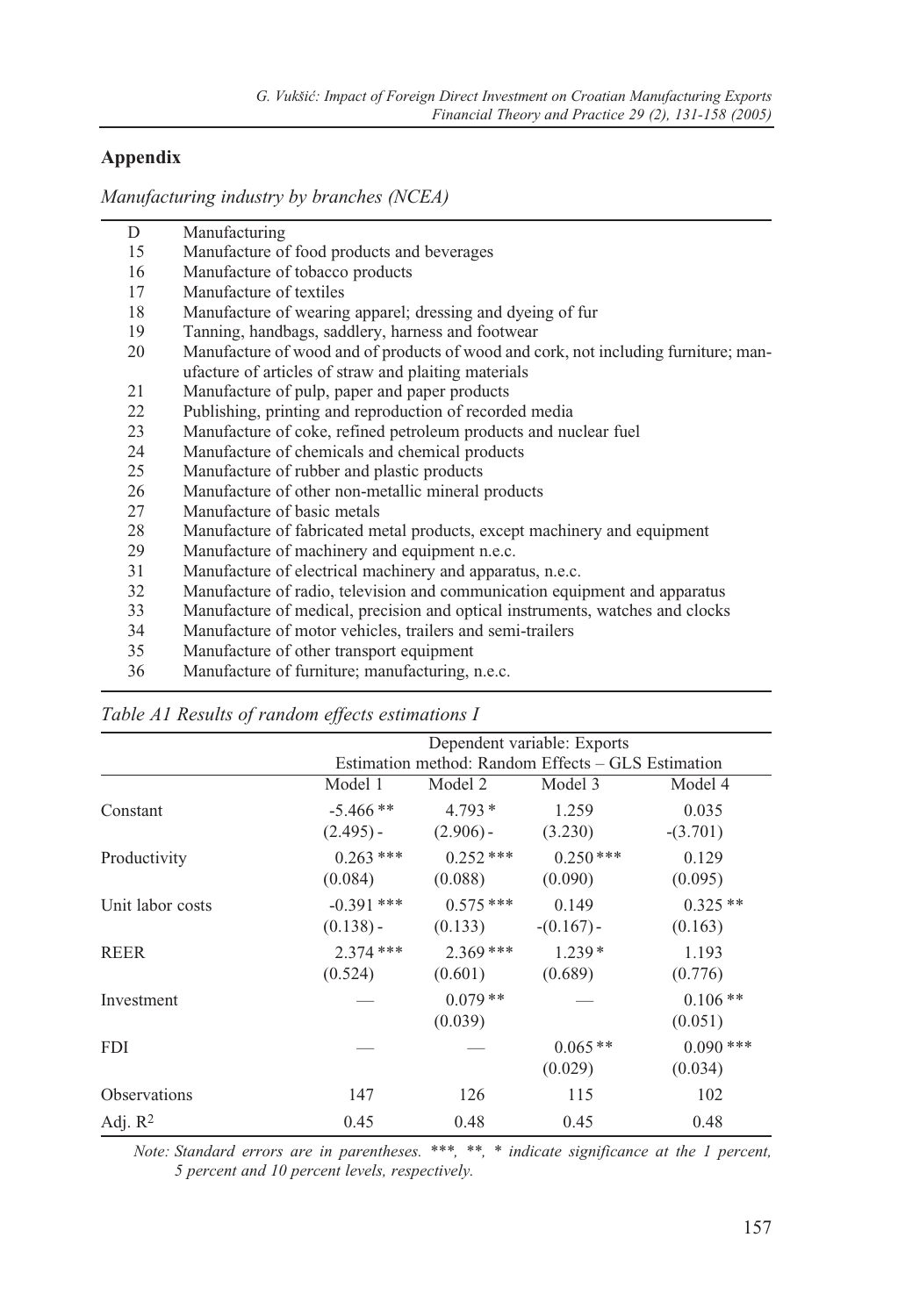## Appendix

*Manufacturing industry by branches (NCEA)*

| | |
|---|---|
| D | Manufacturing |
| 15 | Manufacture of food products and beverages |
| 16 | Manufacture of tobacco products |
| 17 | Manufacture of textiles |
| 18 | Manufacture of wearing apparel; dressing and dyeing of fur |
| 19 | Tanning, handbags, saddlery, harness and footwear |
| 20 | Manufacture of wood and of products of wood and cork, not including furniture; manufacture of articles of straw and plaiting materials |
| 21 | Manufacture of pulp, paper and paper products |
| 22 | Publishing, printing and reproduction of recorded media |
| 23 | Manufacture of coke, refined petroleum products and nuclear fuel |
| 24 | Manufacture of chemicals and chemical products |
| 25 | Manufacture of rubber and plastic products |
| 26 | Manufacture of other non-metallic mineral products |
| 27 | Manufacture of basic metals |
| 28 | Manufacture of fabricated metal products, except machinery and equipment |
| 29 | Manufacture of machinery and equipment n.e.c. |
| 31 | Manufacture of electrical machinery and apparatus, n.e.c. |
| 32 | Manufacture of radio, television and communication equipment and apparatus |
| 33 | Manufacture of medical, precision and optical instruments, watches and clocks |
| 34 | Manufacture of motor vehicles, trailers and semi-trailers |
| 35 | Manufacture of other transport equipment |
| 36 | Manufacture of furniture; manufacturing, n.e.c. |

*Table A1 Results of random effects estimations I*

| | Dependent variable: Exports | | | |
|---|---|---|---|---|
| | Estimation method: Random Effects – GLS Estimation | | | |
| | Model 1 | Model 2 | Model 3 | Model 4 |
| Constant | -5.466 ** | 4.793 * | 1.259 | 0.035 |
| | (2.495) - | (2.906) - | (3.230) | -(3.701) |
| Productivity | 0.263 *** | 0.252 *** | 0.250 *** | 0.129 |
| | (0.084) | (0.088) | (0.090) | (0.095) |
| Unit labor costs | -0.391 *** | 0.575 *** | 0.149 | 0.325 ** |
| | (0.138) - | (0.133) | -(0.167) - | (0.163) |
| REER | 2.374 *** | 2.369 *** | 1.239 * | 1.193 |
| | (0.524) | (0.601) | (0.689) | (0.776) |
| Investment | — | 0.079 ** | — | 0.106 ** |
| | | (0.039) | | (0.051) |
| FDI | — | — | 0.065 ** | 0.090 *** |
| | | | (0.029) | (0.034) |
| Observations | 147 | 126 | 115 | 102 |
| Adj. $R^2$ | 0.45 | 0.48 | 0.45 | 0.48 |

*Note: Standard errors are in parentheses. \*\*\*, \*\*, \* indicate significance at the 1 percent, 5 percent and 10 percent levels, respectively.*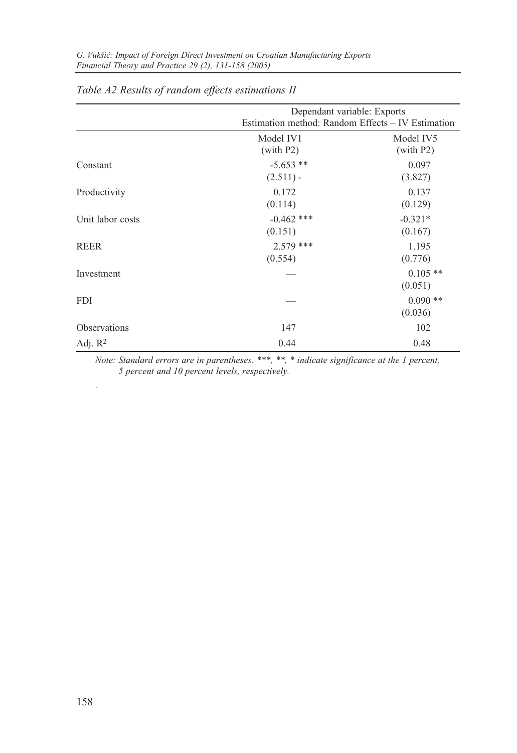*Table A2 Results of random effects estimations II*

| | Dependant variable: Exports<br>Estimation method: Random Effects – IV Estimation | |
|---|---|---|
| | Model IV1<br>(with P2) | Model IV5<br>(with P2) |
| Constant | -5.653 **<br>(2.511) - | 0.097<br>(3.827) |
| Productivity | 0.172<br>(0.114) | 0.137<br>(0.129) |
| Unit labor costs | -0.462 ***<br>(0.151) | -0.321*<br>(0.167) |
| REER | 2.579 ***<br>(0.554) | 1.195<br>(0.776) |
| Investment | — | 0.105 **<br>(0.051) |
| FDI | — | 0.090 **<br>(0.036) |
| Observations | 147 | 102 |
| Adj. $R^2$ | 0.44 | 0.48 |

*Note: Standard errors are in parentheses. \*\*\*, \*\*, \* indicate significance at the 1 percent, 5 percent and 10 percent levels, respectively.*